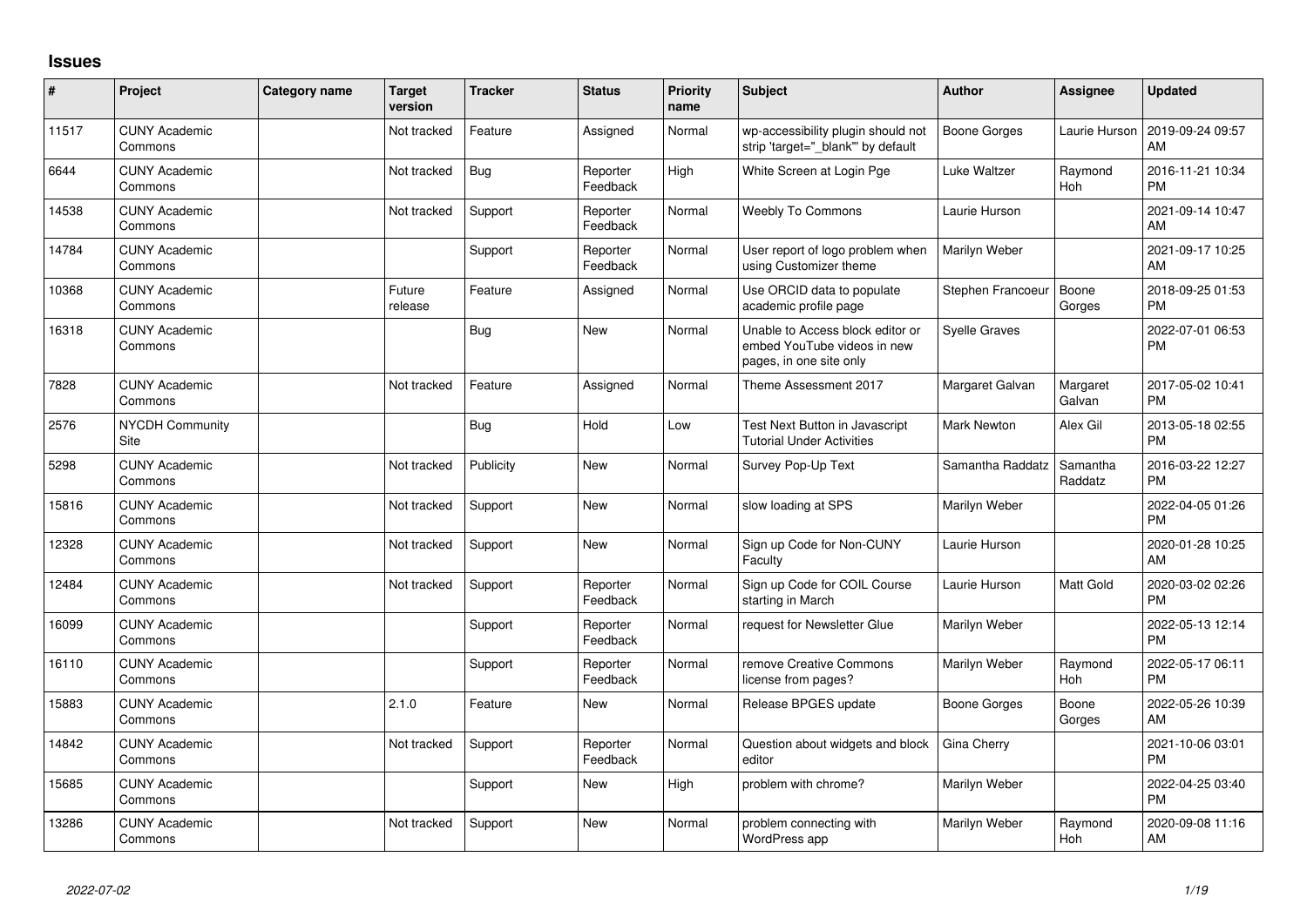# Issues

| # | Project | Category name | Target version | Tracker | Status | Priority name | Subject | Author | Assignee | Updated |
|---|---|---|---|---|---|---|---|---|---|---|
| 11517 | CUNY Academic Commons | | Not tracked | Feature | Assigned | Normal | wp-accessibility plugin should not strip 'target="_blank"' by default | Boone Gorges | Laurie Hurson | 2019-09-24 09:57 AM |
| 6644 | CUNY Academic Commons | | Not tracked | Bug | Reporter Feedback | High | White Screen at Login Pge | Luke Waltzer | Raymond Hoh | 2016-11-21 10:34 PM |
| 14538 | CUNY Academic Commons | | Not tracked | Support | Reporter Feedback | Normal | Weebly To Commons | Laurie Hurson | | 2021-09-14 10:47 AM |
| 14784 | CUNY Academic Commons | | | Support | Reporter Feedback | Normal | User report of logo problem when using Customizer theme | Marilyn Weber | | 2021-09-17 10:25 AM |
| 10368 | CUNY Academic Commons | | Future release | Feature | Assigned | Normal | Use ORCID data to populate academic profile page | Stephen Francoeur | Boone Gorges | 2018-09-25 01:53 PM |
| 16318 | CUNY Academic Commons | | | Bug | New | Normal | Unable to Access block editor or embed YouTube videos in new pages, in one site only | Syelle Graves | | 2022-07-01 06:53 PM |
| 7828 | CUNY Academic Commons | | Not tracked | Feature | Assigned | Normal | Theme Assessment 2017 | Margaret Galvan | Margaret Galvan | 2017-05-02 10:41 PM |
| 2576 | NYCDH Community Site | | | Bug | Hold | Low | Test Next Button in Javascript Tutorial Under Activities | Mark Newton | Alex Gil | 2013-05-18 02:55 PM |
| 5298 | CUNY Academic Commons | | Not tracked | Publicity | New | Normal | Survey Pop-Up Text | Samantha Raddatz | Samantha Raddatz | 2016-03-22 12:27 PM |
| 15816 | CUNY Academic Commons | | Not tracked | Support | New | Normal | slow loading at SPS | Marilyn Weber | | 2022-04-05 01:26 PM |
| 12328 | CUNY Academic Commons | | Not tracked | Support | New | Normal | Sign up Code for Non-CUNY Faculty | Laurie Hurson | | 2020-01-28 10:25 AM |
| 12484 | CUNY Academic Commons | | Not tracked | Support | Reporter Feedback | Normal | Sign up Code for COIL Course starting in March | Laurie Hurson | Matt Gold | 2020-03-02 02:26 PM |
| 16099 | CUNY Academic Commons | | | Support | Reporter Feedback | Normal | request for Newsletter Glue | Marilyn Weber | | 2022-05-13 12:14 PM |
| 16110 | CUNY Academic Commons | | | Support | Reporter Feedback | Normal | remove Creative Commons license from pages? | Marilyn Weber | Raymond Hoh | 2022-05-17 06:11 PM |
| 15883 | CUNY Academic Commons | | 2.1.0 | Feature | New | Normal | Release BPGES update | Boone Gorges | Boone Gorges | 2022-05-26 10:39 AM |
| 14842 | CUNY Academic Commons | | Not tracked | Support | Reporter Feedback | Normal | Question about widgets and block editor | Gina Cherry | | 2021-10-06 03:01 PM |
| 15685 | CUNY Academic Commons | | | Support | New | High | problem with chrome? | Marilyn Weber | | 2022-04-25 03:40 PM |
| 13286 | CUNY Academic Commons | | Not tracked | Support | New | Normal | problem connecting with WordPress app | Marilyn Weber | Raymond Hoh | 2020-09-08 11:16 AM |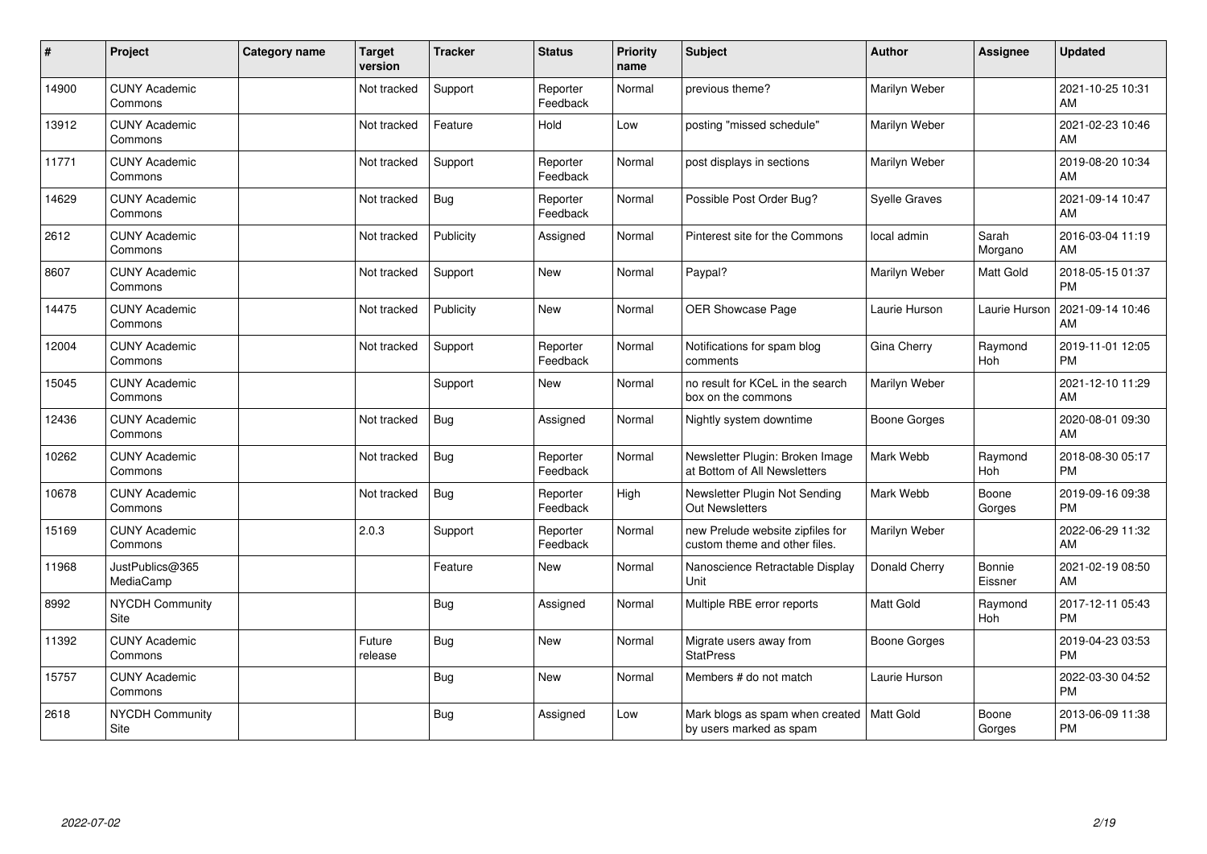| # | Project | Category name | Target version | Tracker | Status | Priority name | Subject | Author | Assignee | Updated |
|---|---|---|---|---|---|---|---|---|---|---|
| 14900 | CUNY Academic Commons | | Not tracked | Support | Reporter Feedback | Normal | previous theme? | Marilyn Weber | | 2021-10-25 10:31 AM |
| 13912 | CUNY Academic Commons | | Not tracked | Feature | Hold | Low | posting "missed schedule" | Marilyn Weber | | 2021-02-23 10:46 AM |
| 11771 | CUNY Academic Commons | | Not tracked | Support | Reporter Feedback | Normal | post displays in sections | Marilyn Weber | | 2019-08-20 10:34 AM |
| 14629 | CUNY Academic Commons | | Not tracked | Bug | Reporter Feedback | Normal | Possible Post Order Bug? | Syelle Graves | | 2021-09-14 10:47 AM |
| 2612 | CUNY Academic Commons | | Not tracked | Publicity | Assigned | Normal | Pinterest site for the Commons | local admin | Sarah Morgano | 2016-03-04 11:19 AM |
| 8607 | CUNY Academic Commons | | Not tracked | Support | New | Normal | Paypal? | Marilyn Weber | Matt Gold | 2018-05-15 01:37 PM |
| 14475 | CUNY Academic Commons | | Not tracked | Publicity | New | Normal | OER Showcase Page | Laurie Hurson | Laurie Hurson | 2021-09-14 10:46 AM |
| 12004 | CUNY Academic Commons | | Not tracked | Support | Reporter Feedback | Normal | Notifications for spam blog comments | Gina Cherry | Raymond Hoh | 2019-11-01 12:05 PM |
| 15045 | CUNY Academic Commons | | | Support | New | Normal | no result for KCeL in the search box on the commons | Marilyn Weber | | 2021-12-10 11:29 AM |
| 12436 | CUNY Academic Commons | | Not tracked | Bug | Assigned | Normal | Nightly system downtime | Boone Gorges | | 2020-08-01 09:30 AM |
| 10262 | CUNY Academic Commons | | Not tracked | Bug | Reporter Feedback | Normal | Newsletter Plugin: Broken Image at Bottom of All Newsletters | Mark Webb | Raymond Hoh | 2018-08-30 05:17 PM |
| 10678 | CUNY Academic Commons | | Not tracked | Bug | Reporter Feedback | High | Newsletter Plugin Not Sending Out Newsletters | Mark Webb | Boone Gorges | 2019-09-16 09:38 PM |
| 15169 | CUNY Academic Commons | | 2.0.3 | Support | Reporter Feedback | Normal | new Prelude website zipfiles for custom theme and other files. | Marilyn Weber | | 2022-06-29 11:32 AM |
| 11968 | JustPublics@365 MediaCamp | | | Feature | New | Normal | Nanoscience Retractable Display Unit | Donald Cherry | Bonnie Eissner | 2021-02-19 08:50 AM |
| 8992 | NYCDH Community Site | | | Bug | Assigned | Normal | Multiple RBE error reports | Matt Gold | Raymond Hoh | 2017-12-11 05:43 PM |
| 11392 | CUNY Academic Commons | | Future release | Bug | New | Normal | Migrate users away from StatPress | Boone Gorges | | 2019-04-23 03:53 PM |
| 15757 | CUNY Academic Commons | | | Bug | New | Normal | Members # do not match | Laurie Hurson | | 2022-03-30 04:52 PM |
| 2618 | NYCDH Community Site | | | Bug | Assigned | Low | Mark blogs as spam when created by users marked as spam | Matt Gold | Boone Gorges | 2013-06-09 11:38 PM |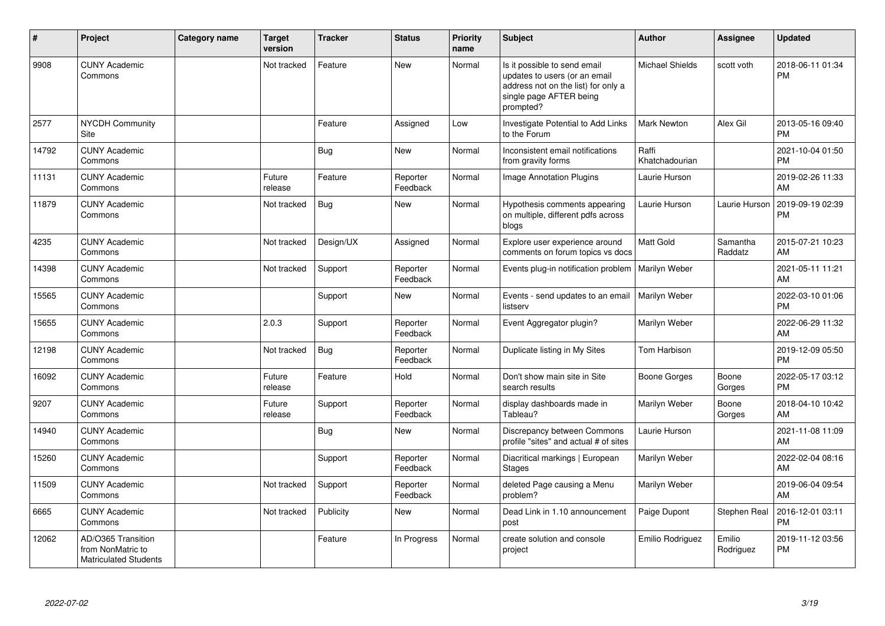| # | Project | Category name | Target version | Tracker | Status | Priority name | Subject | Author | Assignee | Updated |
|---|---|---|---|---|---|---|---|---|---|---|
| 9908 | CUNY Academic Commons | | Not tracked | Feature | New | Normal | Is it possible to send email updates to users (or an email address not on the list) for only a single page AFTER being prompted? | Michael Shields | scott voth | 2018-06-11 01:34 PM |
| 2577 | NYCDH Community Site | | | Feature | Assigned | Low | Investigate Potential to Add Links to the Forum | Mark Newton | Alex Gil | 2013-05-16 09:40 PM |
| 14792 | CUNY Academic Commons | | | Bug | New | Normal | Inconsistent email notifications from gravity forms | Raffi Khatchadourian | | 2021-10-04 01:50 PM |
| 11131 | CUNY Academic Commons | | Future release | Feature | Reporter Feedback | Normal | Image Annotation Plugins | Laurie Hurson | | 2019-02-26 11:33 AM |
| 11879 | CUNY Academic Commons | | Not tracked | Bug | New | Normal | Hypothesis comments appearing on multiple, different pdfs across blogs | Laurie Hurson | Laurie Hurson | 2019-09-19 02:39 PM |
| 4235 | CUNY Academic Commons | | Not tracked | Design/UX | Assigned | Normal | Explore user experience around comments on forum topics vs docs | Matt Gold | Samantha Raddatz | 2015-07-21 10:23 AM |
| 14398 | CUNY Academic Commons | | Not tracked | Support | Reporter Feedback | Normal | Events plug-in notification problem | Marilyn Weber | | 2021-05-11 11:21 AM |
| 15565 | CUNY Academic Commons | | | Support | New | Normal | Events - send updates to an email listserv | Marilyn Weber | | 2022-03-10 01:06 PM |
| 15655 | CUNY Academic Commons | | 2.0.3 | Support | Reporter Feedback | Normal | Event Aggregator plugin? | Marilyn Weber | | 2022-06-29 11:32 AM |
| 12198 | CUNY Academic Commons | | Not tracked | Bug | Reporter Feedback | Normal | Duplicate listing in My Sites | Tom Harbison | | 2019-12-09 05:50 PM |
| 16092 | CUNY Academic Commons | | Future release | Feature | Hold | Normal | Don't show main site in Site search results | Boone Gorges | Boone Gorges | 2022-05-17 03:12 PM |
| 9207 | CUNY Academic Commons | | Future release | Support | Reporter Feedback | Normal | display dashboards made in Tableau? | Marilyn Weber | Boone Gorges | 2018-04-10 10:42 AM |
| 14940 | CUNY Academic Commons | | | Bug | New | Normal | Discrepancy between Commons profile "sites" and actual # of sites | Laurie Hurson | | 2021-11-08 11:09 AM |
| 15260 | CUNY Academic Commons | | | Support | Reporter Feedback | Normal | Diacritical markings \| European Stages | Marilyn Weber | | 2022-02-04 08:16 AM |
| 11509 | CUNY Academic Commons | | Not tracked | Support | Reporter Feedback | Normal | deleted Page causing a Menu problem? | Marilyn Weber | | 2019-06-04 09:54 AM |
| 6665 | CUNY Academic Commons | | Not tracked | Publicity | New | Normal | Dead Link in 1.10 announcement post | Paige Dupont | Stephen Real | 2016-12-01 03:11 PM |
| 12062 | AD/O365 Transition from NonMatric to Matriculated Students | | | Feature | In Progress | Normal | create solution and console project | Emilio Rodriguez | Emilio Rodriguez | 2019-11-12 03:56 PM |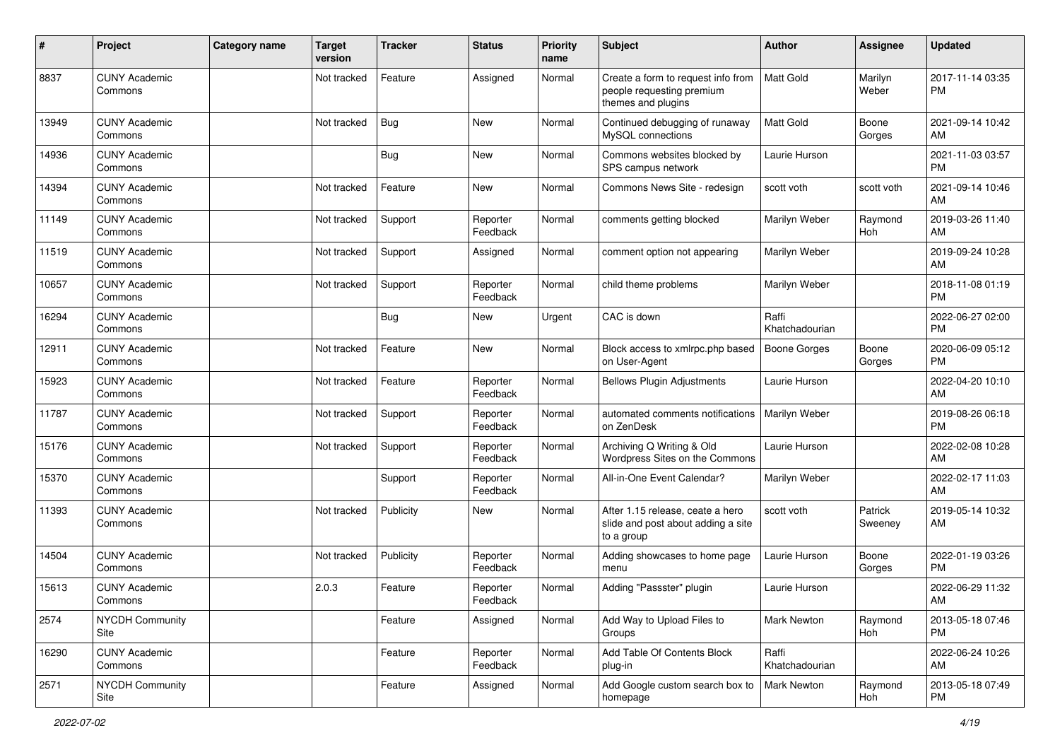| # | Project | Category name | Target version | Tracker | Status | Priority name | Subject | Author | Assignee | Updated |
|---|---|---|---|---|---|---|---|---|---|---|
| 8837 | CUNY Academic Commons | | Not tracked | Feature | Assigned | Normal | Create a form to request info from people requesting premium themes and plugins | Matt Gold | Marilyn Weber | 2017-11-14 03:35 PM |
| 13949 | CUNY Academic Commons | | Not tracked | Bug | New | Normal | Continued debugging of runaway MySQL connections | Matt Gold | Boone Gorges | 2021-09-14 10:42 AM |
| 14936 | CUNY Academic Commons | | | Bug | New | Normal | Commons websites blocked by SPS campus network | Laurie Hurson | | 2021-11-03 03:57 PM |
| 14394 | CUNY Academic Commons | | Not tracked | Feature | New | Normal | Commons News Site - redesign | scott voth | scott voth | 2021-09-14 10:46 AM |
| 11149 | CUNY Academic Commons | | Not tracked | Support | Reporter Feedback | Normal | comments getting blocked | Marilyn Weber | Raymond Hoh | 2019-03-26 11:40 AM |
| 11519 | CUNY Academic Commons | | Not tracked | Support | Assigned | Normal | comment option not appearing | Marilyn Weber | | 2019-09-24 10:28 AM |
| 10657 | CUNY Academic Commons | | Not tracked | Support | Reporter Feedback | Normal | child theme problems | Marilyn Weber | | 2018-11-08 01:19 PM |
| 16294 | CUNY Academic Commons | | | Bug | New | Urgent | CAC is down | Raffi Khatchadourian | | 2022-06-27 02:00 PM |
| 12911 | CUNY Academic Commons | | Not tracked | Feature | New | Normal | Block access to xmlrpc.php based on User-Agent | Boone Gorges | Boone Gorges | 2020-06-09 05:12 PM |
| 15923 | CUNY Academic Commons | | Not tracked | Feature | Reporter Feedback | Normal | Bellows Plugin Adjustments | Laurie Hurson | | 2022-04-20 10:10 AM |
| 11787 | CUNY Academic Commons | | Not tracked | Support | Reporter Feedback | Normal | automated comments notifications on ZenDesk | Marilyn Weber | | 2019-08-26 06:18 PM |
| 15176 | CUNY Academic Commons | | Not tracked | Support | Reporter Feedback | Normal | Archiving Q Writing & Old Wordpress Sites on the Commons | Laurie Hurson | | 2022-02-08 10:28 AM |
| 15370 | CUNY Academic Commons | | | Support | Reporter Feedback | Normal | All-in-One Event Calendar? | Marilyn Weber | | 2022-02-17 11:03 AM |
| 11393 | CUNY Academic Commons | | Not tracked | Publicity | New | Normal | After 1.15 release, ceate a hero slide and post about adding a site to a group | scott voth | Patrick Sweeney | 2019-05-14 10:32 AM |
| 14504 | CUNY Academic Commons | | Not tracked | Publicity | Reporter Feedback | Normal | Adding showcases to home page menu | Laurie Hurson | Boone Gorges | 2022-01-19 03:26 PM |
| 15613 | CUNY Academic Commons | | 2.0.3 | Feature | Reporter Feedback | Normal | Adding "Passster" plugin | Laurie Hurson | | 2022-06-29 11:32 AM |
| 2574 | NYCDH Community Site | | | Feature | Assigned | Normal | Add Way to Upload Files to Groups | Mark Newton | Raymond Hoh | 2013-05-18 07:46 PM |
| 16290 | CUNY Academic Commons | | | Feature | Reporter Feedback | Normal | Add Table Of Contents Block plug-in | Raffi Khatchadourian | | 2022-06-24 10:26 AM |
| 2571 | NYCDH Community Site | | | Feature | Assigned | Normal | Add Google custom search box to homepage | Mark Newton | Raymond Hoh | 2013-05-18 07:49 PM |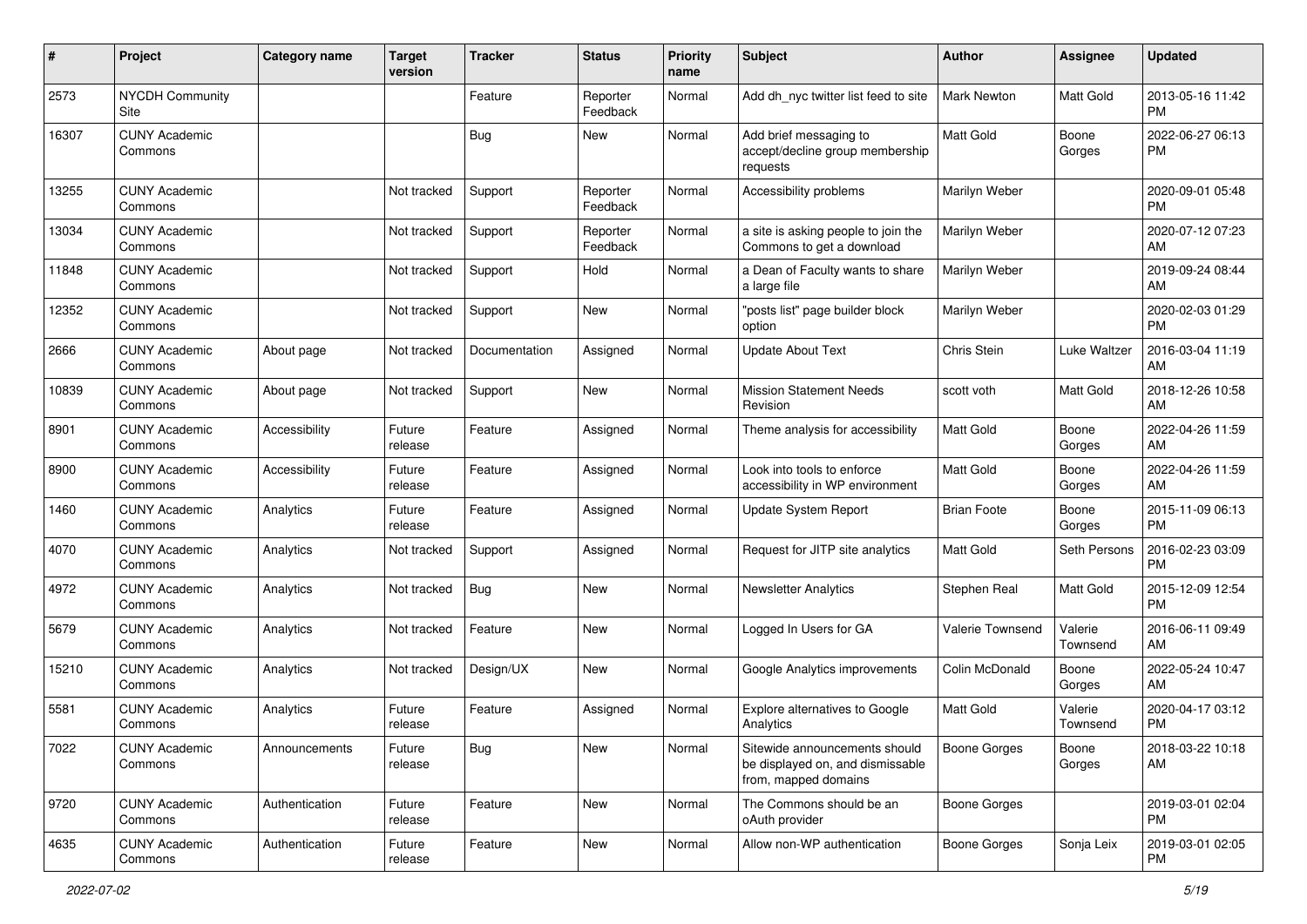| # | Project | Category name | Target version | Tracker | Status | Priority name | Subject | Author | Assignee | Updated |
|---|---|---|---|---|---|---|---|---|---|---|
| 2573 | NYCDH Community Site | | | Feature | Reporter Feedback | Normal | Add dh_nyc twitter list feed to site | Mark Newton | Matt Gold | 2013-05-16 11:42 PM |
| 16307 | CUNY Academic Commons | | | Bug | New | Normal | Add brief messaging to accept/decline group membership requests | Matt Gold | Boone Gorges | 2022-06-27 06:13 PM |
| 13255 | CUNY Academic Commons | | Not tracked | Support | Reporter Feedback | Normal | Accessibility problems | Marilyn Weber | | 2020-09-01 05:48 PM |
| 13034 | CUNY Academic Commons | | Not tracked | Support | Reporter Feedback | Normal | a site is asking people to join the Commons to get a download | Marilyn Weber | | 2020-07-12 07:23 AM |
| 11848 | CUNY Academic Commons | | Not tracked | Support | Hold | Normal | a Dean of Faculty wants to share a large file | Marilyn Weber | | 2019-09-24 08:44 AM |
| 12352 | CUNY Academic Commons | | Not tracked | Support | New | Normal | "posts list" page builder block option | Marilyn Weber | | 2020-02-03 01:29 PM |
| 2666 | CUNY Academic Commons | About page | Not tracked | Documentation | Assigned | Normal | Update About Text | Chris Stein | Luke Waltzer | 2016-03-04 11:19 AM |
| 10839 | CUNY Academic Commons | About page | Not tracked | Support | New | Normal | Mission Statement Needs Revision | scott voth | Matt Gold | 2018-12-26 10:58 AM |
| 8901 | CUNY Academic Commons | Accessibility | Future release | Feature | Assigned | Normal | Theme analysis for accessibility | Matt Gold | Boone Gorges | 2022-04-26 11:59 AM |
| 8900 | CUNY Academic Commons | Accessibility | Future release | Feature | Assigned | Normal | Look into tools to enforce accessibility in WP environment | Matt Gold | Boone Gorges | 2022-04-26 11:59 AM |
| 1460 | CUNY Academic Commons | Analytics | Future release | Feature | Assigned | Normal | Update System Report | Brian Foote | Boone Gorges | 2015-11-09 06:13 PM |
| 4070 | CUNY Academic Commons | Analytics | Not tracked | Support | Assigned | Normal | Request for JITP site analytics | Matt Gold | Seth Persons | 2016-02-23 03:09 PM |
| 4972 | CUNY Academic Commons | Analytics | Not tracked | Bug | New | Normal | Newsletter Analytics | Stephen Real | Matt Gold | 2015-12-09 12:54 PM |
| 5679 | CUNY Academic Commons | Analytics | Not tracked | Feature | New | Normal | Logged In Users for GA | Valerie Townsend | Valerie Townsend | 2016-06-11 09:49 AM |
| 15210 | CUNY Academic Commons | Analytics | Not tracked | Design/UX | New | Normal | Google Analytics improvements | Colin McDonald | Boone Gorges | 2022-05-24 10:47 AM |
| 5581 | CUNY Academic Commons | Analytics | Future release | Feature | Assigned | Normal | Explore alternatives to Google Analytics | Matt Gold | Valerie Townsend | 2020-04-17 03:12 PM |
| 7022 | CUNY Academic Commons | Announcements | Future release | Bug | New | Normal | Sitewide announcements should be displayed on, and dismissable from, mapped domains | Boone Gorges | Boone Gorges | 2018-03-22 10:18 AM |
| 9720 | CUNY Academic Commons | Authentication | Future release | Feature | New | Normal | The Commons should be an oAuth provider | Boone Gorges | | 2019-03-01 02:04 PM |
| 4635 | CUNY Academic Commons | Authentication | Future release | Feature | New | Normal | Allow non-WP authentication | Boone Gorges | Sonja Leix | 2019-03-01 02:05 PM |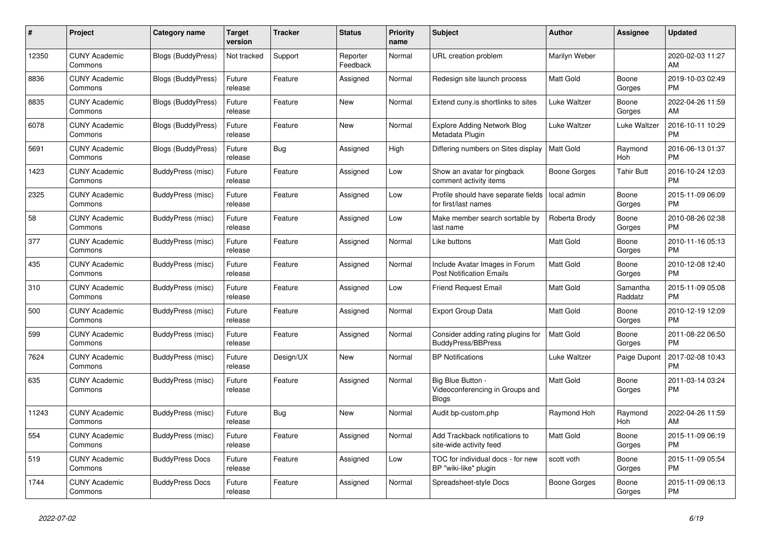| # | Project | Category name | Target version | Tracker | Status | Priority name | Subject | Author | Assignee | Updated |
|---|---|---|---|---|---|---|---|---|---|---|
| 12350 | CUNY Academic Commons | Blogs (BuddyPress) | Not tracked | Support | Reporter Feedback | Normal | URL creation problem | Marilyn Weber | | 2020-02-03 11:27 AM |
| 8836 | CUNY Academic Commons | Blogs (BuddyPress) | Future release | Feature | Assigned | Normal | Redesign site launch process | Matt Gold | Boone Gorges | 2019-10-03 02:49 PM |
| 8835 | CUNY Academic Commons | Blogs (BuddyPress) | Future release | Feature | New | Normal | Extend cuny.is shortlinks to sites | Luke Waltzer | Boone Gorges | 2022-04-26 11:59 AM |
| 6078 | CUNY Academic Commons | Blogs (BuddyPress) | Future release | Feature | New | Normal | Explore Adding Network Blog Metadata Plugin | Luke Waltzer | Luke Waltzer | 2016-10-11 10:29 PM |
| 5691 | CUNY Academic Commons | Blogs (BuddyPress) | Future release | Bug | Assigned | High | Differing numbers on Sites display | Matt Gold | Raymond Hoh | 2016-06-13 01:37 PM |
| 1423 | CUNY Academic Commons | BuddyPress (misc) | Future release | Feature | Assigned | Low | Show an avatar for pingback comment activity items | Boone Gorges | Tahir Butt | 2016-10-24 12:03 PM |
| 2325 | CUNY Academic Commons | BuddyPress (misc) | Future release | Feature | Assigned | Low | Profile should have separate fields for first/last names | local admin | Boone Gorges | 2015-11-09 06:09 PM |
| 58 | CUNY Academic Commons | BuddyPress (misc) | Future release | Feature | Assigned | Low | Make member search sortable by last name | Roberta Brody | Boone Gorges | 2010-08-26 02:38 PM |
| 377 | CUNY Academic Commons | BuddyPress (misc) | Future release | Feature | Assigned | Normal | Like buttons | Matt Gold | Boone Gorges | 2010-11-16 05:13 PM |
| 435 | CUNY Academic Commons | BuddyPress (misc) | Future release | Feature | Assigned | Normal | Include Avatar Images in Forum Post Notification Emails | Matt Gold | Boone Gorges | 2010-12-08 12:40 PM |
| 310 | CUNY Academic Commons | BuddyPress (misc) | Future release | Feature | Assigned | Low | Friend Request Email | Matt Gold | Samantha Raddatz | 2015-11-09 05:08 PM |
| 500 | CUNY Academic Commons | BuddyPress (misc) | Future release | Feature | Assigned | Normal | Export Group Data | Matt Gold | Boone Gorges | 2010-12-19 12:09 PM |
| 599 | CUNY Academic Commons | BuddyPress (misc) | Future release | Feature | Assigned | Normal | Consider adding rating plugins for BuddyPress/BBPress | Matt Gold | Boone Gorges | 2011-08-22 06:50 PM |
| 7624 | CUNY Academic Commons | BuddyPress (misc) | Future release | Design/UX | New | Normal | BP Notifications | Luke Waltzer | Paige Dupont | 2017-02-08 10:43 PM |
| 635 | CUNY Academic Commons | BuddyPress (misc) | Future release | Feature | Assigned | Normal | Big Blue Button - Videoconferencing in Groups and Blogs | Matt Gold | Boone Gorges | 2011-03-14 03:24 PM |
| 11243 | CUNY Academic Commons | BuddyPress (misc) | Future release | Bug | New | Normal | Audit bp-custom.php | Raymond Hoh | Raymond Hoh | 2022-04-26 11:59 AM |
| 554 | CUNY Academic Commons | BuddyPress (misc) | Future release | Feature | Assigned | Normal | Add Trackback notifications to site-wide activity feed | Matt Gold | Boone Gorges | 2015-11-09 06:19 PM |
| 519 | CUNY Academic Commons | BuddyPress Docs | Future release | Feature | Assigned | Low | TOC for individual docs - for new BP "wiki-like" plugin | scott voth | Boone Gorges | 2015-11-09 05:54 PM |
| 1744 | CUNY Academic Commons | BuddyPress Docs | Future release | Feature | Assigned | Normal | Spreadsheet-style Docs | Boone Gorges | Boone Gorges | 2015-11-09 06:13 PM |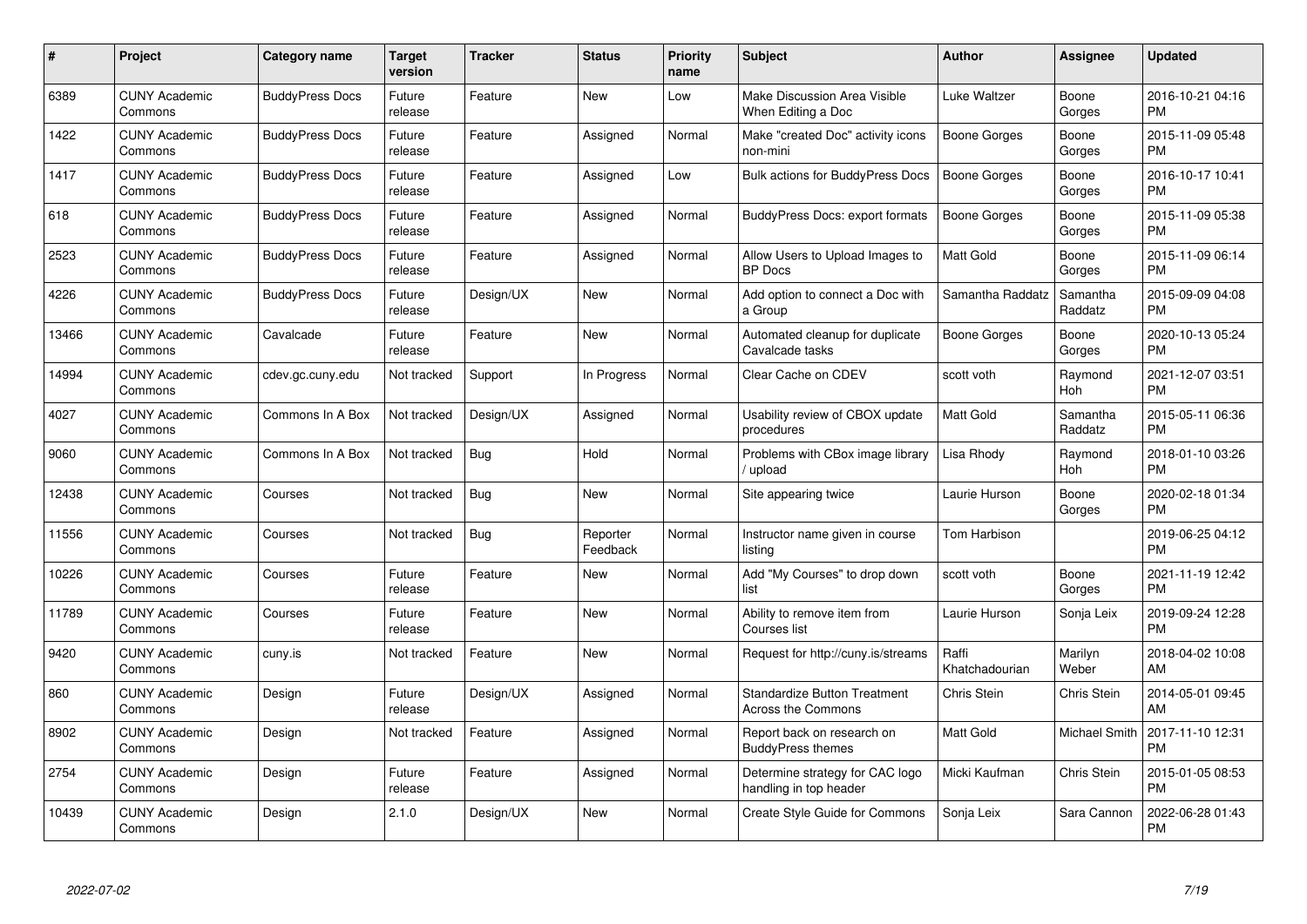| # | Project | Category name | Target version | Tracker | Status | Priority name | Subject | Author | Assignee | Updated |
|---|---|---|---|---|---|---|---|---|---|---|
| 6389 | CUNY Academic Commons | BuddyPress Docs | Future release | Feature | New | Low | Make Discussion Area Visible When Editing a Doc | Luke Waltzer | Boone Gorges | 2016-10-21 04:16 PM |
| 1422 | CUNY Academic Commons | BuddyPress Docs | Future release | Feature | Assigned | Normal | Make "created Doc" activity icons non-mini | Boone Gorges | Boone Gorges | 2015-11-09 05:48 PM |
| 1417 | CUNY Academic Commons | BuddyPress Docs | Future release | Feature | Assigned | Low | Bulk actions for BuddyPress Docs | Boone Gorges | Boone Gorges | 2016-10-17 10:41 PM |
| 618 | CUNY Academic Commons | BuddyPress Docs | Future release | Feature | Assigned | Normal | BuddyPress Docs: export formats | Boone Gorges | Boone Gorges | 2015-11-09 05:38 PM |
| 2523 | CUNY Academic Commons | BuddyPress Docs | Future release | Feature | Assigned | Normal | Allow Users to Upload Images to BP Docs | Matt Gold | Boone Gorges | 2015-11-09 06:14 PM |
| 4226 | CUNY Academic Commons | BuddyPress Docs | Future release | Design/UX | New | Normal | Add option to connect a Doc with a Group | Samantha Raddatz | Samantha Raddatz | 2015-09-09 04:08 PM |
| 13466 | CUNY Academic Commons | Cavalcade | Future release | Feature | New | Normal | Automated cleanup for duplicate Cavalcade tasks | Boone Gorges | Boone Gorges | 2020-10-13 05:24 PM |
| 14994 | CUNY Academic Commons | cdev.gc.cuny.edu | Not tracked | Support | In Progress | Normal | Clear Cache on CDEV | scott voth | Raymond Hoh | 2021-12-07 03:51 PM |
| 4027 | CUNY Academic Commons | Commons In A Box | Not tracked | Design/UX | Assigned | Normal | Usability review of CBOX update procedures | Matt Gold | Samantha Raddatz | 2015-05-11 06:36 PM |
| 9060 | CUNY Academic Commons | Commons In A Box | Not tracked | Bug | Hold | Normal | Problems with CBox image library / upload | Lisa Rhody | Raymond Hoh | 2018-01-10 03:26 PM |
| 12438 | CUNY Academic Commons | Courses | Not tracked | Bug | New | Normal | Site appearing twice | Laurie Hurson | Boone Gorges | 2020-02-18 01:34 PM |
| 11556 | CUNY Academic Commons | Courses | Not tracked | Bug | Reporter Feedback | Normal | Instructor name given in course listing | Tom Harbison | | 2019-06-25 04:12 PM |
| 10226 | CUNY Academic Commons | Courses | Future release | Feature | New | Normal | Add "My Courses" to drop down list | scott voth | Boone Gorges | 2021-11-19 12:42 PM |
| 11789 | CUNY Academic Commons | Courses | Future release | Feature | New | Normal | Ability to remove item from Courses list | Laurie Hurson | Sonja Leix | 2019-09-24 12:28 PM |
| 9420 | CUNY Academic Commons | cuny.is | Not tracked | Feature | New | Normal | Request for http://cuny.is/streams | Raffi Khatchadourian | Marilyn Weber | 2018-04-02 10:08 AM |
| 860 | CUNY Academic Commons | Design | Future release | Design/UX | Assigned | Normal | Standardize Button Treatment Across the Commons | Chris Stein | Chris Stein | 2014-05-01 09:45 AM |
| 8902 | CUNY Academic Commons | Design | Not tracked | Feature | Assigned | Normal | Report back on research on BuddyPress themes | Matt Gold | Michael Smith | 2017-11-10 12:31 PM |
| 2754 | CUNY Academic Commons | Design | Future release | Feature | Assigned | Normal | Determine strategy for CAC logo handling in top header | Micki Kaufman | Chris Stein | 2015-01-05 08:53 PM |
| 10439 | CUNY Academic Commons | Design | 2.1.0 | Design/UX | New | Normal | Create Style Guide for Commons | Sonja Leix | Sara Cannon | 2022-06-28 01:43 PM |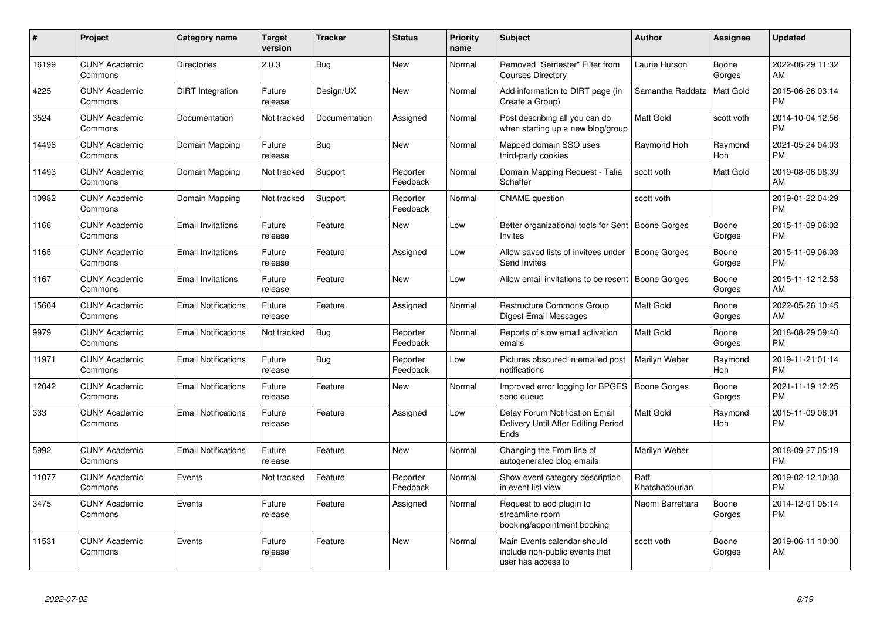| # | Project | Category name | Target version | Tracker | Status | Priority name | Subject | Author | Assignee | Updated |
|---|---|---|---|---|---|---|---|---|---|---|
| 16199 | CUNY Academic Commons | Directories | 2.0.3 | Bug | New | Normal | Removed "Semester" Filter from Courses Directory | Laurie Hurson | Boone Gorges | 2022-06-29 11:32 AM |
| 4225 | CUNY Academic Commons | DiRT Integration | Future release | Design/UX | New | Normal | Add information to DIRT page (in Create a Group) | Samantha Raddatz | Matt Gold | 2015-06-26 03:14 PM |
| 3524 | CUNY Academic Commons | Documentation | Not tracked | Documentation | Assigned | Normal | Post describing all you can do when starting up a new blog/group | Matt Gold | scott voth | 2014-10-04 12:56 PM |
| 14496 | CUNY Academic Commons | Domain Mapping | Future release | Bug | New | Normal | Mapped domain SSO uses third-party cookies | Raymond Hoh | Raymond Hoh | 2021-05-24 04:03 PM |
| 11493 | CUNY Academic Commons | Domain Mapping | Not tracked | Support | Reporter Feedback | Normal | Domain Mapping Request - Talia Schaffer | scott voth | Matt Gold | 2019-08-06 08:39 AM |
| 10982 | CUNY Academic Commons | Domain Mapping | Not tracked | Support | Reporter Feedback | Normal | CNAME question | scott voth | | 2019-01-22 04:29 PM |
| 1166 | CUNY Academic Commons | Email Invitations | Future release | Feature | New | Low | Better organizational tools for Sent Invites | Boone Gorges | Boone Gorges | 2015-11-09 06:02 PM |
| 1165 | CUNY Academic Commons | Email Invitations | Future release | Feature | Assigned | Low | Allow saved lists of invitees under Send Invites | Boone Gorges | Boone Gorges | 2015-11-09 06:03 PM |
| 1167 | CUNY Academic Commons | Email Invitations | Future release | Feature | New | Low | Allow email invitations to be resent | Boone Gorges | Boone Gorges | 2015-11-12 12:53 AM |
| 15604 | CUNY Academic Commons | Email Notifications | Future release | Feature | Assigned | Normal | Restructure Commons Group Digest Email Messages | Matt Gold | Boone Gorges | 2022-05-26 10:45 AM |
| 9979 | CUNY Academic Commons | Email Notifications | Not tracked | Bug | Reporter Feedback | Normal | Reports of slow email activation emails | Matt Gold | Boone Gorges | 2018-08-29 09:40 PM |
| 11971 | CUNY Academic Commons | Email Notifications | Future release | Bug | Reporter Feedback | Low | Pictures obscured in emailed post notifications | Marilyn Weber | Raymond Hoh | 2019-11-21 01:14 PM |
| 12042 | CUNY Academic Commons | Email Notifications | Future release | Feature | New | Normal | Improved error logging for BPGES send queue | Boone Gorges | Boone Gorges | 2021-11-19 12:25 PM |
| 333 | CUNY Academic Commons | Email Notifications | Future release | Feature | Assigned | Low | Delay Forum Notification Email Delivery Until After Editing Period Ends | Matt Gold | Raymond Hoh | 2015-11-09 06:01 PM |
| 5992 | CUNY Academic Commons | Email Notifications | Future release | Feature | New | Normal | Changing the From line of autogenerated blog emails | Marilyn Weber | | 2018-09-27 05:19 PM |
| 11077 | CUNY Academic Commons | Events | Not tracked | Feature | Reporter Feedback | Normal | Show event category description in event list view | Raffi Khatchadourian | | 2019-02-12 10:38 PM |
| 3475 | CUNY Academic Commons | Events | Future release | Feature | Assigned | Normal | Request to add plugin to streamline room booking/appointment booking | Naomi Barrettara | Boone Gorges | 2014-12-01 05:14 PM |
| 11531 | CUNY Academic Commons | Events | Future release | Feature | New | Normal | Main Events calendar should include non-public events that user has access to | scott voth | Boone Gorges | 2019-06-11 10:00 AM |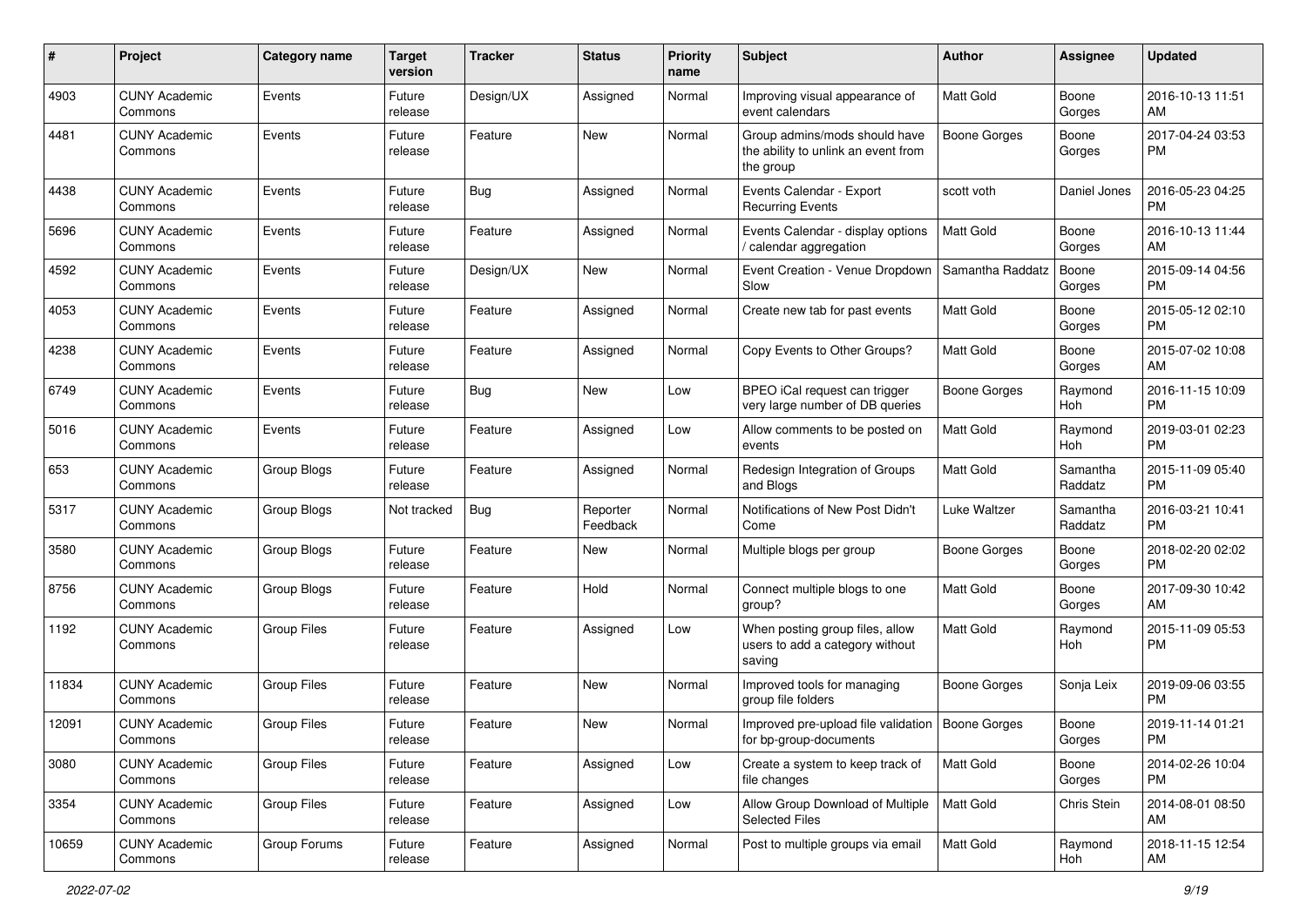| # | Project | Category name | Target version | Tracker | Status | Priority name | Subject | Author | Assignee | Updated |
|---|---|---|---|---|---|---|---|---|---|---|
| 4903 | CUNY Academic Commons | Events | Future release | Design/UX | Assigned | Normal | Improving visual appearance of event calendars | Matt Gold | Boone Gorges | 2016-10-13 11:51 AM |
| 4481 | CUNY Academic Commons | Events | Future release | Feature | New | Normal | Group admins/mods should have the ability to unlink an event from the group | Boone Gorges | Boone Gorges | 2017-04-24 03:53 PM |
| 4438 | CUNY Academic Commons | Events | Future release | Bug | Assigned | Normal | Events Calendar - Export Recurring Events | scott voth | Daniel Jones | 2016-05-23 04:25 PM |
| 5696 | CUNY Academic Commons | Events | Future release | Feature | Assigned | Normal | Events Calendar - display options / calendar aggregation | Matt Gold | Boone Gorges | 2016-10-13 11:44 AM |
| 4592 | CUNY Academic Commons | Events | Future release | Design/UX | New | Normal | Event Creation - Venue Dropdown Slow | Samantha Raddatz | Boone Gorges | 2015-09-14 04:56 PM |
| 4053 | CUNY Academic Commons | Events | Future release | Feature | Assigned | Normal | Create new tab for past events | Matt Gold | Boone Gorges | 2015-05-12 02:10 PM |
| 4238 | CUNY Academic Commons | Events | Future release | Feature | Assigned | Normal | Copy Events to Other Groups? | Matt Gold | Boone Gorges | 2015-07-02 10:08 AM |
| 6749 | CUNY Academic Commons | Events | Future release | Bug | New | Low | BPEO iCal request can trigger very large number of DB queries | Boone Gorges | Raymond Hoh | 2016-11-15 10:09 PM |
| 5016 | CUNY Academic Commons | Events | Future release | Feature | Assigned | Low | Allow comments to be posted on events | Matt Gold | Raymond Hoh | 2019-03-01 02:23 PM |
| 653 | CUNY Academic Commons | Group Blogs | Future release | Feature | Assigned | Normal | Redesign Integration of Groups and Blogs | Matt Gold | Samantha Raddatz | 2015-11-09 05:40 PM |
| 5317 | CUNY Academic Commons | Group Blogs | Not tracked | Bug | Reporter Feedback | Normal | Notifications of New Post Didn't Come | Luke Waltzer | Samantha Raddatz | 2016-03-21 10:41 PM |
| 3580 | CUNY Academic Commons | Group Blogs | Future release | Feature | New | Normal | Multiple blogs per group | Boone Gorges | Boone Gorges | 2018-02-20 02:02 PM |
| 8756 | CUNY Academic Commons | Group Blogs | Future release | Feature | Hold | Normal | Connect multiple blogs to one group? | Matt Gold | Boone Gorges | 2017-09-30 10:42 AM |
| 1192 | CUNY Academic Commons | Group Files | Future release | Feature | Assigned | Low | When posting group files, allow users to add a category without saving | Matt Gold | Raymond Hoh | 2015-11-09 05:53 PM |
| 11834 | CUNY Academic Commons | Group Files | Future release | Feature | New | Normal | Improved tools for managing group file folders | Boone Gorges | Sonja Leix | 2019-09-06 03:55 PM |
| 12091 | CUNY Academic Commons | Group Files | Future release | Feature | New | Normal | Improved pre-upload file validation for bp-group-documents | Boone Gorges | Boone Gorges | 2019-11-14 01:21 PM |
| 3080 | CUNY Academic Commons | Group Files | Future release | Feature | Assigned | Low | Create a system to keep track of file changes | Matt Gold | Boone Gorges | 2014-02-26 10:04 PM |
| 3354 | CUNY Academic Commons | Group Files | Future release | Feature | Assigned | Low | Allow Group Download of Multiple Selected Files | Matt Gold | Chris Stein | 2014-08-01 08:50 AM |
| 10659 | CUNY Academic Commons | Group Forums | Future release | Feature | Assigned | Normal | Post to multiple groups via email | Matt Gold | Raymond Hoh | 2018-11-15 12:54 AM |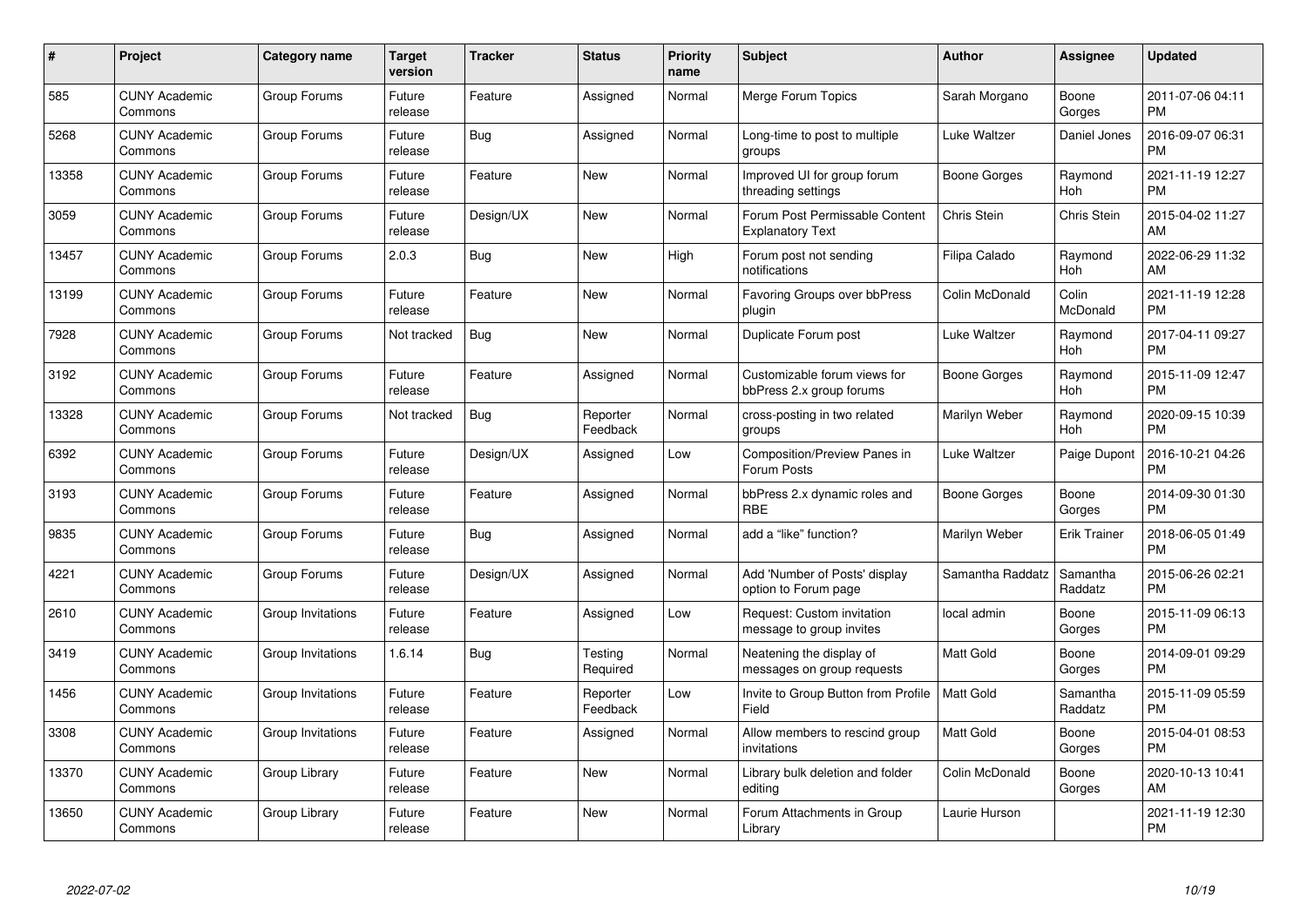| # | Project | Category name | Target version | Tracker | Status | Priority name | Subject | Author | Assignee | Updated |
|---|---|---|---|---|---|---|---|---|---|---|
| 585 | CUNY Academic Commons | Group Forums | Future release | Feature | Assigned | Normal | Merge Forum Topics | Sarah Morgano | Boone Gorges | 2011-07-06 04:11 PM |
| 5268 | CUNY Academic Commons | Group Forums | Future release | Bug | Assigned | Normal | Long-time to post to multiple groups | Luke Waltzer | Daniel Jones | 2016-09-07 06:31 PM |
| 13358 | CUNY Academic Commons | Group Forums | Future release | Feature | New | Normal | Improved UI for group forum threading settings | Boone Gorges | Raymond Hoh | 2021-11-19 12:27 PM |
| 3059 | CUNY Academic Commons | Group Forums | Future release | Design/UX | New | Normal | Forum Post Permissable Content Explanatory Text | Chris Stein | Chris Stein | 2015-04-02 11:27 AM |
| 13457 | CUNY Academic Commons | Group Forums | 2.0.3 | Bug | New | High | Forum post not sending notifications | Filipa Calado | Raymond Hoh | 2022-06-29 11:32 AM |
| 13199 | CUNY Academic Commons | Group Forums | Future release | Feature | New | Normal | Favoring Groups over bbPress plugin | Colin McDonald | Colin McDonald | 2021-11-19 12:28 PM |
| 7928 | CUNY Academic Commons | Group Forums | Not tracked | Bug | New | Normal | Duplicate Forum post | Luke Waltzer | Raymond Hoh | 2017-04-11 09:27 PM |
| 3192 | CUNY Academic Commons | Group Forums | Future release | Feature | Assigned | Normal | Customizable forum views for bbPress 2.x group forums | Boone Gorges | Raymond Hoh | 2015-11-09 12:47 PM |
| 13328 | CUNY Academic Commons | Group Forums | Not tracked | Bug | Reporter Feedback | Normal | cross-posting in two related groups | Marilyn Weber | Raymond Hoh | 2020-09-15 10:39 PM |
| 6392 | CUNY Academic Commons | Group Forums | Future release | Design/UX | Assigned | Low | Composition/Preview Panes in Forum Posts | Luke Waltzer | Paige Dupont | 2016-10-21 04:26 PM |
| 3193 | CUNY Academic Commons | Group Forums | Future release | Feature | Assigned | Normal | bbPress 2.x dynamic roles and RBE | Boone Gorges | Boone Gorges | 2014-09-30 01:30 PM |
| 9835 | CUNY Academic Commons | Group Forums | Future release | Bug | Assigned | Normal | add a "like" function? | Marilyn Weber | Erik Trainer | 2018-06-05 01:49 PM |
| 4221 | CUNY Academic Commons | Group Forums | Future release | Design/UX | Assigned | Normal | Add 'Number of Posts' display option to Forum page | Samantha Raddatz | Samantha Raddatz | 2015-06-26 02:21 PM |
| 2610 | CUNY Academic Commons | Group Invitations | Future release | Feature | Assigned | Low | Request: Custom invitation message to group invites | local admin | Boone Gorges | 2015-11-09 06:13 PM |
| 3419 | CUNY Academic Commons | Group Invitations | 1.6.14 | Bug | Testing Required | Normal | Neatening the display of messages on group requests | Matt Gold | Boone Gorges | 2014-09-01 09:29 PM |
| 1456 | CUNY Academic Commons | Group Invitations | Future release | Feature | Reporter Feedback | Low | Invite to Group Button from Profile Field | Matt Gold | Samantha Raddatz | 2015-11-09 05:59 PM |
| 3308 | CUNY Academic Commons | Group Invitations | Future release | Feature | Assigned | Normal | Allow members to rescind group invitations | Matt Gold | Boone Gorges | 2015-04-01 08:53 PM |
| 13370 | CUNY Academic Commons | Group Library | Future release | Feature | New | Normal | Library bulk deletion and folder editing | Colin McDonald | Boone Gorges | 2020-10-13 10:41 AM |
| 13650 | CUNY Academic Commons | Group Library | Future release | Feature | New | Normal | Forum Attachments in Group Library | Laurie Hurson | | 2021-11-19 12:30 PM |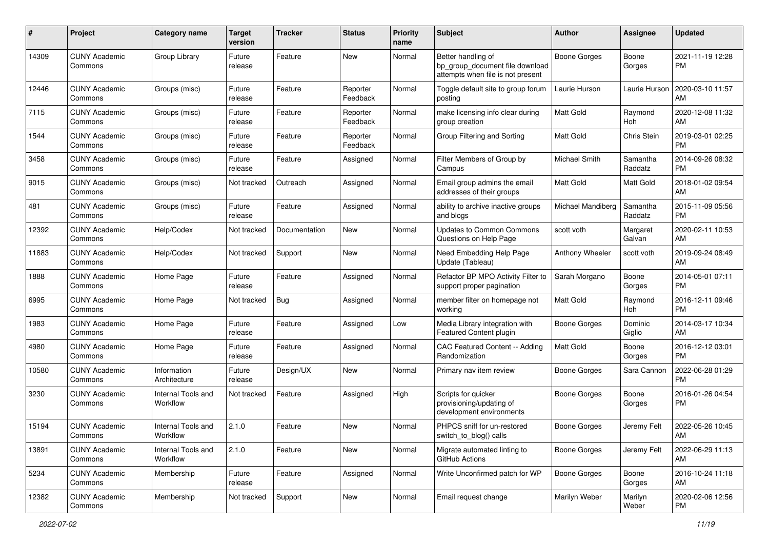| # | Project | Category name | Target version | Tracker | Status | Priority name | Subject | Author | Assignee | Updated |
|---|---|---|---|---|---|---|---|---|---|---|
| 14309 | CUNY Academic Commons | Group Library | Future release | Feature | New | Normal | Better handling of bp_group_document file download attempts when file is not present | Boone Gorges | Boone Gorges | 2021-11-19 12:28 PM |
| 12446 | CUNY Academic Commons | Groups (misc) | Future release | Feature | Reporter Feedback | Normal | Toggle default site to group forum posting | Laurie Hurson | Laurie Hurson | 2020-03-10 11:57 AM |
| 7115 | CUNY Academic Commons | Groups (misc) | Future release | Feature | Reporter Feedback | Normal | make licensing info clear during group creation | Matt Gold | Raymond Hoh | 2020-12-08 11:32 AM |
| 1544 | CUNY Academic Commons | Groups (misc) | Future release | Feature | Reporter Feedback | Normal | Group Filtering and Sorting | Matt Gold | Chris Stein | 2019-03-01 02:25 PM |
| 3458 | CUNY Academic Commons | Groups (misc) | Future release | Feature | Assigned | Normal | Filter Members of Group by Campus | Michael Smith | Samantha Raddatz | 2014-09-26 08:32 PM |
| 9015 | CUNY Academic Commons | Groups (misc) | Not tracked | Outreach | Assigned | Normal | Email group admins the email addresses of their groups | Matt Gold | Matt Gold | 2018-01-02 09:54 AM |
| 481 | CUNY Academic Commons | Groups (misc) | Future release | Feature | Assigned | Normal | ability to archive inactive groups and blogs | Michael Mandiberg | Samantha Raddatz | 2015-11-09 05:56 PM |
| 12392 | CUNY Academic Commons | Help/Codex | Not tracked | Documentation | New | Normal | Updates to Common Commons Questions on Help Page | scott voth | Margaret Galvan | 2020-02-11 10:53 AM |
| 11883 | CUNY Academic Commons | Help/Codex | Not tracked | Support | New | Normal | Need Embedding Help Page Update (Tableau) | Anthony Wheeler | scott voth | 2019-09-24 08:49 AM |
| 1888 | CUNY Academic Commons | Home Page | Future release | Feature | Assigned | Normal | Refactor BP MPO Activity Filter to support proper pagination | Sarah Morgano | Boone Gorges | 2014-05-01 07:11 PM |
| 6995 | CUNY Academic Commons | Home Page | Not tracked | Bug | Assigned | Normal | member filter on homepage not working | Matt Gold | Raymond Hoh | 2016-12-11 09:46 PM |
| 1983 | CUNY Academic Commons | Home Page | Future release | Feature | Assigned | Low | Media Library integration with Featured Content plugin | Boone Gorges | Dominic Giglio | 2014-03-17 10:34 AM |
| 4980 | CUNY Academic Commons | Home Page | Future release | Feature | Assigned | Normal | CAC Featured Content -- Adding Randomization | Matt Gold | Boone Gorges | 2016-12-12 03:01 PM |
| 10580 | CUNY Academic Commons | Information Architecture | Future release | Design/UX | New | Normal | Primary nav item review | Boone Gorges | Sara Cannon | 2022-06-28 01:29 PM |
| 3230 | CUNY Academic Commons | Internal Tools and Workflow | Not tracked | Feature | Assigned | High | Scripts for quicker provisioning/updating of development environments | Boone Gorges | Boone Gorges | 2016-01-26 04:54 PM |
| 15194 | CUNY Academic Commons | Internal Tools and Workflow | 2.1.0 | Feature | New | Normal | PHPCS sniff for un-restored switch_to_blog() calls | Boone Gorges | Jeremy Felt | 2022-05-26 10:45 AM |
| 13891 | CUNY Academic Commons | Internal Tools and Workflow | 2.1.0 | Feature | New | Normal | Migrate automated linting to GitHub Actions | Boone Gorges | Jeremy Felt | 2022-06-29 11:13 AM |
| 5234 | CUNY Academic Commons | Membership | Future release | Feature | Assigned | Normal | Write Unconfirmed patch for WP | Boone Gorges | Boone Gorges | 2016-10-24 11:18 AM |
| 12382 | CUNY Academic Commons | Membership | Not tracked | Support | New | Normal | Email request change | Marilyn Weber | Marilyn Weber | 2020-02-06 12:56 PM |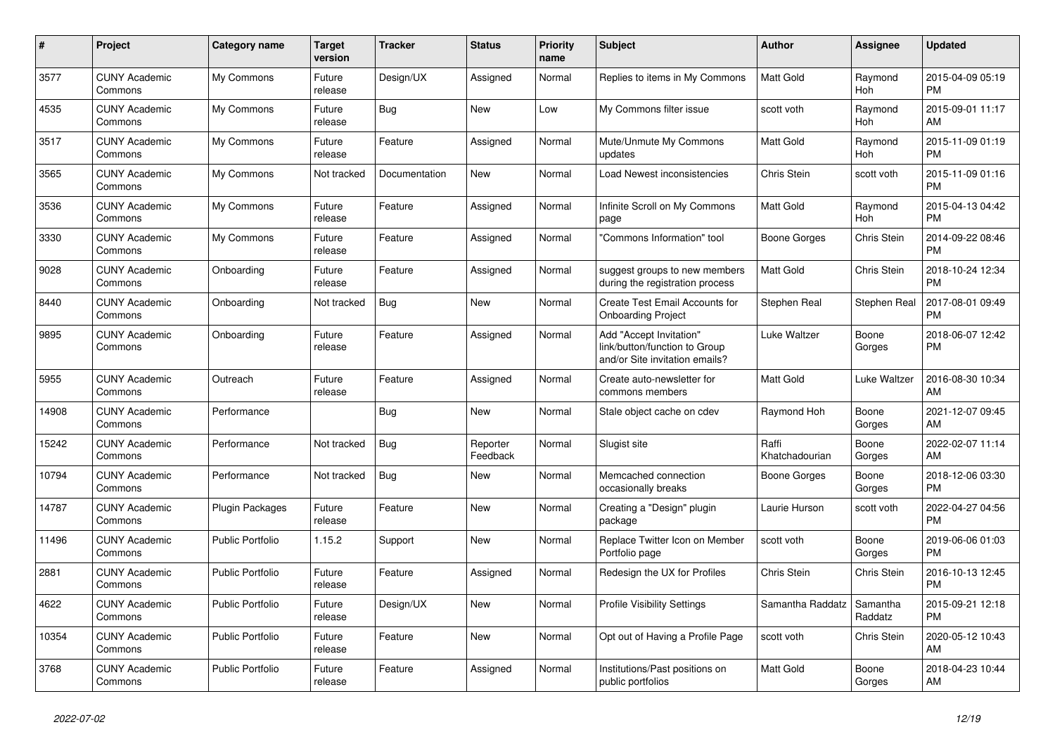| # | Project | Category name | Target version | Tracker | Status | Priority name | Subject | Author | Assignee | Updated |
|---|---|---|---|---|---|---|---|---|---|---|
| 3577 | CUNY Academic Commons | My Commons | Future release | Design/UX | Assigned | Normal | Replies to items in My Commons | Matt Gold | Raymond Hoh | 2015-04-09 05:19 PM |
| 4535 | CUNY Academic Commons | My Commons | Future release | Bug | New | Low | My Commons filter issue | scott voth | Raymond Hoh | 2015-09-01 11:17 AM |
| 3517 | CUNY Academic Commons | My Commons | Future release | Feature | Assigned | Normal | Mute/Unmute My Commons updates | Matt Gold | Raymond Hoh | 2015-11-09 01:19 PM |
| 3565 | CUNY Academic Commons | My Commons | Not tracked | Documentation | New | Normal | Load Newest inconsistencies | Chris Stein | scott voth | 2015-11-09 01:16 PM |
| 3536 | CUNY Academic Commons | My Commons | Future release | Feature | Assigned | Normal | Infinite Scroll on My Commons page | Matt Gold | Raymond Hoh | 2015-04-13 04:42 PM |
| 3330 | CUNY Academic Commons | My Commons | Future release | Feature | Assigned | Normal | "Commons Information" tool | Boone Gorges | Chris Stein | 2014-09-22 08:46 PM |
| 9028 | CUNY Academic Commons | Onboarding | Future release | Feature | Assigned | Normal | suggest groups to new members during the registration process | Matt Gold | Chris Stein | 2018-10-24 12:34 PM |
| 8440 | CUNY Academic Commons | Onboarding | Not tracked | Bug | New | Normal | Create Test Email Accounts for Onboarding Project | Stephen Real | Stephen Real | 2017-08-01 09:49 PM |
| 9895 | CUNY Academic Commons | Onboarding | Future release | Feature | Assigned | Normal | Add "Accept Invitation" link/button/function to Group and/or Site invitation emails? | Luke Waltzer | Boone Gorges | 2018-06-07 12:42 PM |
| 5955 | CUNY Academic Commons | Outreach | Future release | Feature | Assigned | Normal | Create auto-newsletter for commons members | Matt Gold | Luke Waltzer | 2016-08-30 10:34 AM |
| 14908 | CUNY Academic Commons | Performance | | Bug | New | Normal | Stale object cache on cdev | Raymond Hoh | Boone Gorges | 2021-12-07 09:45 AM |
| 15242 | CUNY Academic Commons | Performance | Not tracked | Bug | Reporter Feedback | Normal | Slugist site | Raffi Khatchadourian | Boone Gorges | 2022-02-07 11:14 AM |
| 10794 | CUNY Academic Commons | Performance | Not tracked | Bug | New | Normal | Memcached connection occasionally breaks | Boone Gorges | Boone Gorges | 2018-12-06 03:30 PM |
| 14787 | CUNY Academic Commons | Plugin Packages | Future release | Feature | New | Normal | Creating a "Design" plugin package | Laurie Hurson | scott voth | 2022-04-27 04:56 PM |
| 11496 | CUNY Academic Commons | Public Portfolio | 1.15.2 | Support | New | Normal | Replace Twitter Icon on Member Portfolio page | scott voth | Boone Gorges | 2019-06-06 01:03 PM |
| 2881 | CUNY Academic Commons | Public Portfolio | Future release | Feature | Assigned | Normal | Redesign the UX for Profiles | Chris Stein | Chris Stein | 2016-10-13 12:45 PM |
| 4622 | CUNY Academic Commons | Public Portfolio | Future release | Design/UX | New | Normal | Profile Visibility Settings | Samantha Raddatz | Samantha Raddatz | 2015-09-21 12:18 PM |
| 10354 | CUNY Academic Commons | Public Portfolio | Future release | Feature | New | Normal | Opt out of Having a Profile Page | scott voth | Chris Stein | 2020-05-12 10:43 AM |
| 3768 | CUNY Academic Commons | Public Portfolio | Future release | Feature | Assigned | Normal | Institutions/Past positions on public portfolios | Matt Gold | Boone Gorges | 2018-04-23 10:44 AM |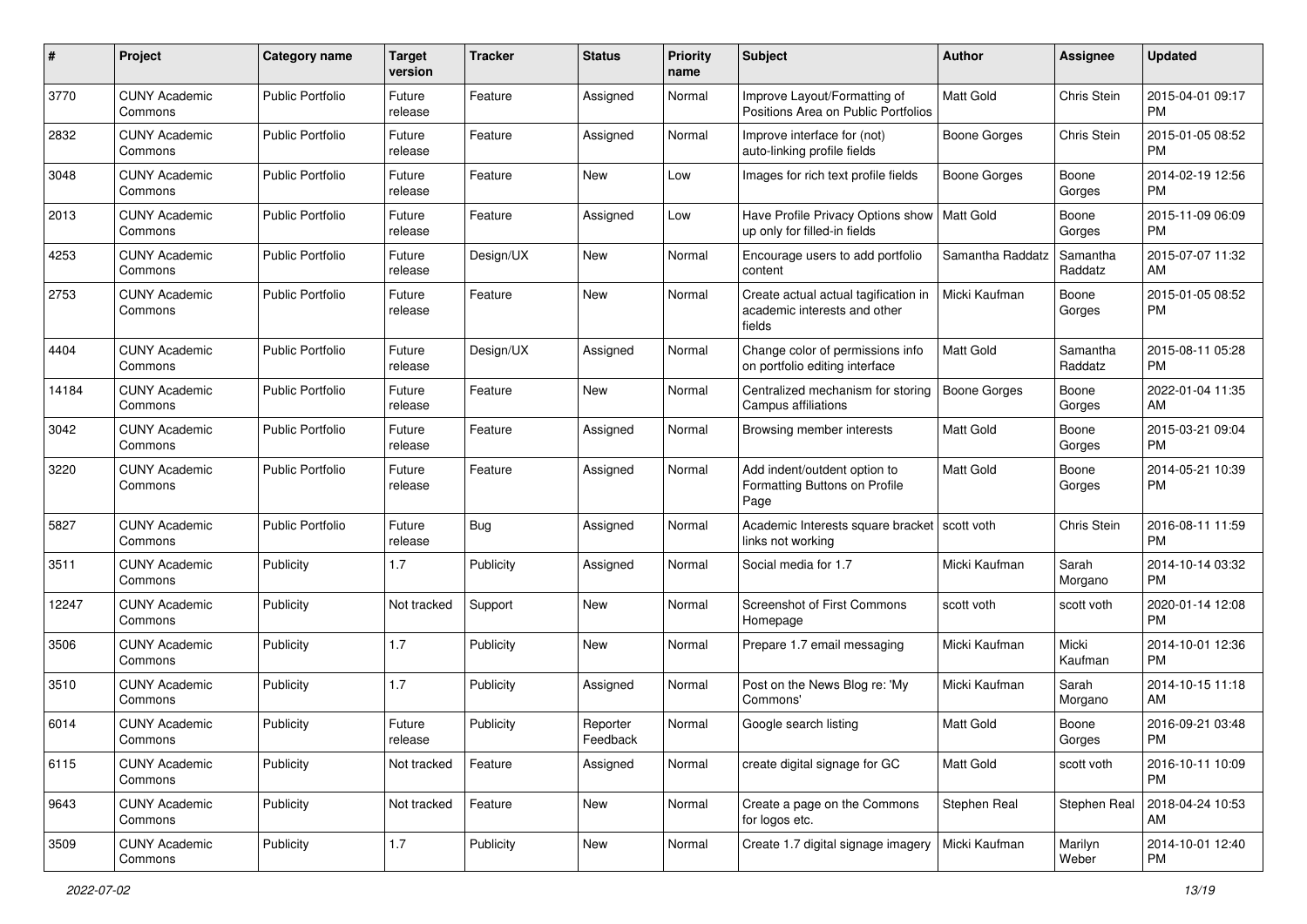| # | Project | Category name | Target version | Tracker | Status | Priority name | Subject | Author | Assignee | Updated |
|---|---|---|---|---|---|---|---|---|---|---|
| 3770 | CUNY Academic Commons | Public Portfolio | Future release | Feature | Assigned | Normal | Improve Layout/Formatting of Positions Area on Public Portfolios | Matt Gold | Chris Stein | 2015-04-01 09:17 PM |
| 2832 | CUNY Academic Commons | Public Portfolio | Future release | Feature | Assigned | Normal | Improve interface for (not) auto-linking profile fields | Boone Gorges | Chris Stein | 2015-01-05 08:52 PM |
| 3048 | CUNY Academic Commons | Public Portfolio | Future release | Feature | New | Low | Images for rich text profile fields | Boone Gorges | Boone Gorges | 2014-02-19 12:56 PM |
| 2013 | CUNY Academic Commons | Public Portfolio | Future release | Feature | Assigned | Low | Have Profile Privacy Options show up only for filled-in fields | Matt Gold | Boone Gorges | 2015-11-09 06:09 PM |
| 4253 | CUNY Academic Commons | Public Portfolio | Future release | Design/UX | New | Normal | Encourage users to add portfolio content | Samantha Raddatz | Samantha Raddatz | 2015-07-07 11:32 AM |
| 2753 | CUNY Academic Commons | Public Portfolio | Future release | Feature | New | Normal | Create actual actual tagification in academic interests and other fields | Micki Kaufman | Boone Gorges | 2015-01-05 08:52 PM |
| 4404 | CUNY Academic Commons | Public Portfolio | Future release | Design/UX | Assigned | Normal | Change color of permissions info on portfolio editing interface | Matt Gold | Samantha Raddatz | 2015-08-11 05:28 PM |
| 14184 | CUNY Academic Commons | Public Portfolio | Future release | Feature | New | Normal | Centralized mechanism for storing Campus affiliations | Boone Gorges | Boone Gorges | 2022-01-04 11:35 AM |
| 3042 | CUNY Academic Commons | Public Portfolio | Future release | Feature | Assigned | Normal | Browsing member interests | Matt Gold | Boone Gorges | 2015-03-21 09:04 PM |
| 3220 | CUNY Academic Commons | Public Portfolio | Future release | Feature | Assigned | Normal | Add indent/outdent option to Formatting Buttons on Profile Page | Matt Gold | Boone Gorges | 2014-05-21 10:39 PM |
| 5827 | CUNY Academic Commons | Public Portfolio | Future release | Bug | Assigned | Normal | Academic Interests square bracket links not working | scott voth | Chris Stein | 2016-08-11 11:59 PM |
| 3511 | CUNY Academic Commons | Publicity | 1.7 | Publicity | Assigned | Normal | Social media for 1.7 | Micki Kaufman | Sarah Morgano | 2014-10-14 03:32 PM |
| 12247 | CUNY Academic Commons | Publicity | Not tracked | Support | New | Normal | Screenshot of First Commons Homepage | scott voth | scott voth | 2020-01-14 12:08 PM |
| 3506 | CUNY Academic Commons | Publicity | 1.7 | Publicity | New | Normal | Prepare 1.7 email messaging | Micki Kaufman | Micki Kaufman | 2014-10-01 12:36 PM |
| 3510 | CUNY Academic Commons | Publicity | 1.7 | Publicity | Assigned | Normal | Post on the News Blog re: 'My Commons' | Micki Kaufman | Sarah Morgano | 2014-10-15 11:18 AM |
| 6014 | CUNY Academic Commons | Publicity | Future release | Publicity | Reporter Feedback | Normal | Google search listing | Matt Gold | Boone Gorges | 2016-09-21 03:48 PM |
| 6115 | CUNY Academic Commons | Publicity | Not tracked | Feature | Assigned | Normal | create digital signage for GC | Matt Gold | scott voth | 2016-10-11 10:09 PM |
| 9643 | CUNY Academic Commons | Publicity | Not tracked | Feature | New | Normal | Create a page on the Commons for logos etc. | Stephen Real | Stephen Real | 2018-04-24 10:53 AM |
| 3509 | CUNY Academic Commons | Publicity | 1.7 | Publicity | New | Normal | Create 1.7 digital signage imagery | Micki Kaufman | Marilyn Weber | 2014-10-01 12:40 PM |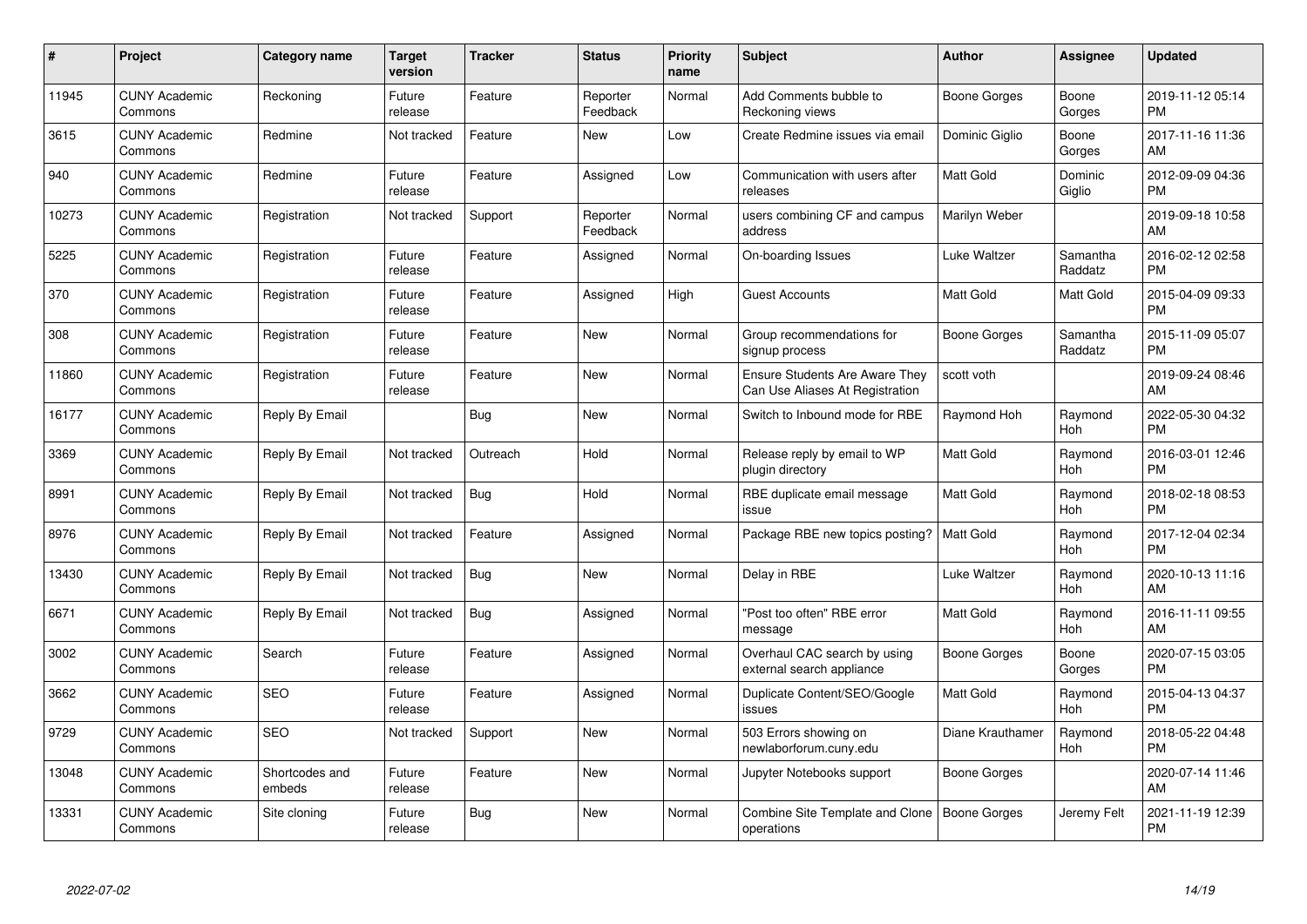| # | Project | Category name | Target version | Tracker | Status | Priority name | Subject | Author | Assignee | Updated |
|---|---|---|---|---|---|---|---|---|---|---|
| 11945 | CUNY Academic Commons | Reckoning | Future release | Feature | Reporter Feedback | Normal | Add Comments bubble to Reckoning views | Boone Gorges | Boone Gorges | 2019-11-12 05:14 PM |
| 3615 | CUNY Academic Commons | Redmine | Not tracked | Feature | New | Low | Create Redmine issues via email | Dominic Giglio | Boone Gorges | 2017-11-16 11:36 AM |
| 940 | CUNY Academic Commons | Redmine | Future release | Feature | Assigned | Low | Communication with users after releases | Matt Gold | Dominic Giglio | 2012-09-09 04:36 PM |
| 10273 | CUNY Academic Commons | Registration | Not tracked | Support | Reporter Feedback | Normal | users combining CF and campus address | Marilyn Weber | | 2019-09-18 10:58 AM |
| 5225 | CUNY Academic Commons | Registration | Future release | Feature | Assigned | Normal | On-boarding Issues | Luke Waltzer | Samantha Raddatz | 2016-02-12 02:58 PM |
| 370 | CUNY Academic Commons | Registration | Future release | Feature | Assigned | High | Guest Accounts | Matt Gold | Matt Gold | 2015-04-09 09:33 PM |
| 308 | CUNY Academic Commons | Registration | Future release | Feature | New | Normal | Group recommendations for signup process | Boone Gorges | Samantha Raddatz | 2015-11-09 05:07 PM |
| 11860 | CUNY Academic Commons | Registration | Future release | Feature | New | Normal | Ensure Students Are Aware They Can Use Aliases At Registration | scott voth | | 2019-09-24 08:46 AM |
| 16177 | CUNY Academic Commons | Reply By Email | | Bug | New | Normal | Switch to Inbound mode for RBE | Raymond Hoh | Raymond Hoh | 2022-05-30 04:32 PM |
| 3369 | CUNY Academic Commons | Reply By Email | Not tracked | Outreach | Hold | Normal | Release reply by email to WP plugin directory | Matt Gold | Raymond Hoh | 2016-03-01 12:46 PM |
| 8991 | CUNY Academic Commons | Reply By Email | Not tracked | Bug | Hold | Normal | RBE duplicate email message issue | Matt Gold | Raymond Hoh | 2018-02-18 08:53 PM |
| 8976 | CUNY Academic Commons | Reply By Email | Not tracked | Feature | Assigned | Normal | Package RBE new topics posting? | Matt Gold | Raymond Hoh | 2017-12-04 02:34 PM |
| 13430 | CUNY Academic Commons | Reply By Email | Not tracked | Bug | New | Normal | Delay in RBE | Luke Waltzer | Raymond Hoh | 2020-10-13 11:16 AM |
| 6671 | CUNY Academic Commons | Reply By Email | Not tracked | Bug | Assigned | Normal | "Post too often" RBE error message | Matt Gold | Raymond Hoh | 2016-11-11 09:55 AM |
| 3002 | CUNY Academic Commons | Search | Future release | Feature | Assigned | Normal | Overhaul CAC search by using external search appliance | Boone Gorges | Boone Gorges | 2020-07-15 03:05 PM |
| 3662 | CUNY Academic Commons | SEO | Future release | Feature | Assigned | Normal | Duplicate Content/SEO/Google issues | Matt Gold | Raymond Hoh | 2015-04-13 04:37 PM |
| 9729 | CUNY Academic Commons | SEO | Not tracked | Support | New | Normal | 503 Errors showing on newlaborforum.cuny.edu | Diane Krauthamer | Raymond Hoh | 2018-05-22 04:48 PM |
| 13048 | CUNY Academic Commons | Shortcodes and embeds | Future release | Feature | New | Normal | Jupyter Notebooks support | Boone Gorges | | 2020-07-14 11:46 AM |
| 13331 | CUNY Academic Commons | Site cloning | Future release | Bug | New | Normal | Combine Site Template and Clone operations | Boone Gorges | Jeremy Felt | 2021-11-19 12:39 PM |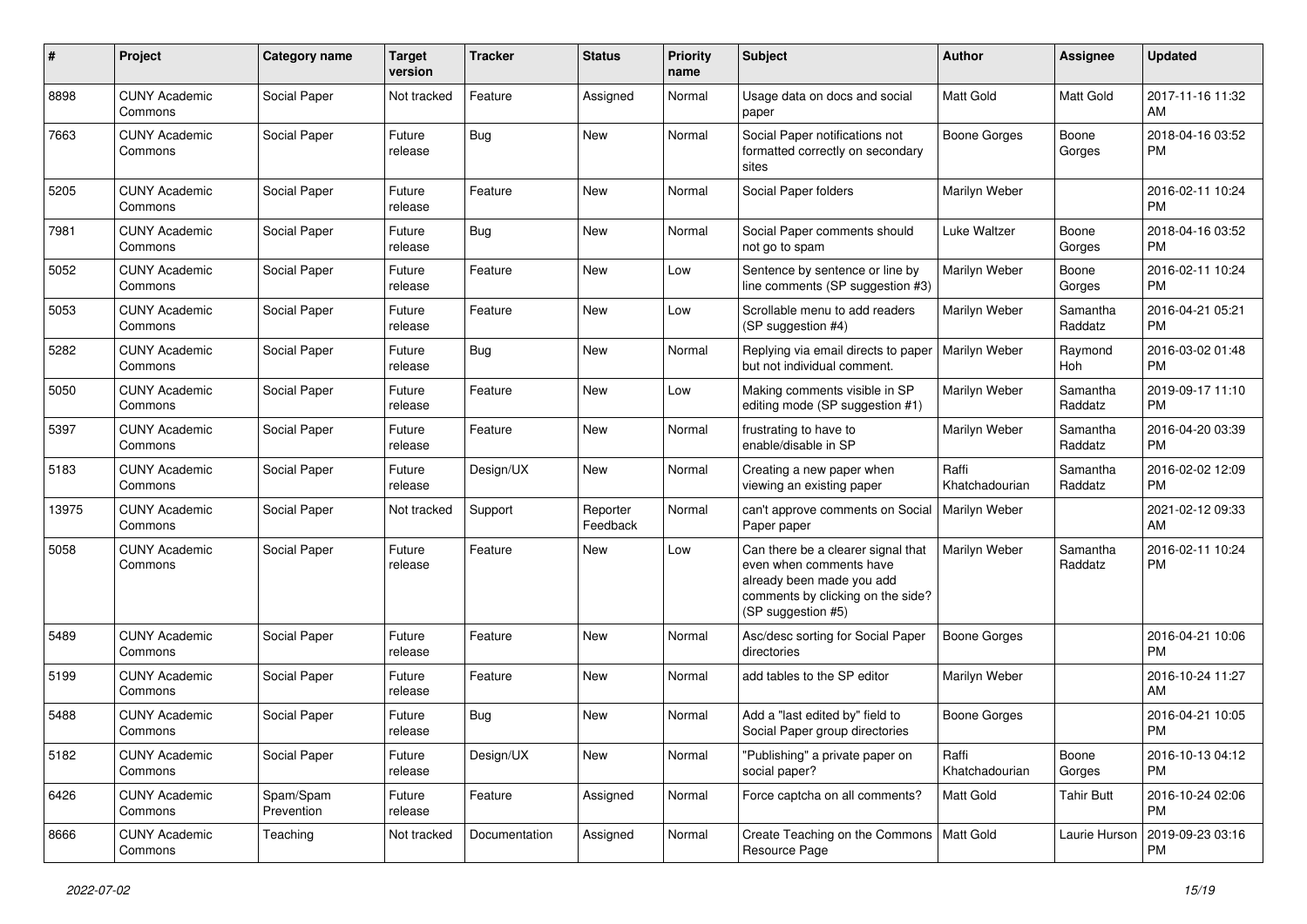| # | Project | Category name | Target version | Tracker | Status | Priority name | Subject | Author | Assignee | Updated |
|---|---|---|---|---|---|---|---|---|---|---|
| 8898 | CUNY Academic Commons | Social Paper | Not tracked | Feature | Assigned | Normal | Usage data on docs and social paper | Matt Gold | Matt Gold | 2017-11-16 11:32 AM |
| 7663 | CUNY Academic Commons | Social Paper | Future release | Bug | New | Normal | Social Paper notifications not formatted correctly on secondary sites | Boone Gorges | Boone Gorges | 2018-04-16 03:52 PM |
| 5205 | CUNY Academic Commons | Social Paper | Future release | Feature | New | Normal | Social Paper folders | Marilyn Weber | | 2016-02-11 10:24 PM |
| 7981 | CUNY Academic Commons | Social Paper | Future release | Bug | New | Normal | Social Paper comments should not go to spam | Luke Waltzer | Boone Gorges | 2018-04-16 03:52 PM |
| 5052 | CUNY Academic Commons | Social Paper | Future release | Feature | New | Low | Sentence by sentence or line by line comments (SP suggestion #3) | Marilyn Weber | Boone Gorges | 2016-02-11 10:24 PM |
| 5053 | CUNY Academic Commons | Social Paper | Future release | Feature | New | Low | Scrollable menu to add readers (SP suggestion #4) | Marilyn Weber | Samantha Raddatz | 2016-04-21 05:21 PM |
| 5282 | CUNY Academic Commons | Social Paper | Future release | Bug | New | Normal | Replying via email directs to paper but not individual comment. | Marilyn Weber | Raymond Hoh | 2016-03-02 01:48 PM |
| 5050 | CUNY Academic Commons | Social Paper | Future release | Feature | New | Low | Making comments visible in SP editing mode (SP suggestion #1) | Marilyn Weber | Samantha Raddatz | 2019-09-17 11:10 PM |
| 5397 | CUNY Academic Commons | Social Paper | Future release | Feature | New | Normal | frustrating to have to enable/disable in SP | Marilyn Weber | Samantha Raddatz | 2016-04-20 03:39 PM |
| 5183 | CUNY Academic Commons | Social Paper | Future release | Design/UX | New | Normal | Creating a new paper when viewing an existing paper | Raffi Khatchadourian | Samantha Raddatz | 2016-02-02 12:09 PM |
| 13975 | CUNY Academic Commons | Social Paper | Not tracked | Support | Reporter Feedback | Normal | can't approve comments on Social Paper paper | Marilyn Weber | | 2021-02-12 09:33 AM |
| 5058 | CUNY Academic Commons | Social Paper | Future release | Feature | New | Low | Can there be a clearer signal that even when comments have already been made you add comments by clicking on the side? (SP suggestion #5) | Marilyn Weber | Samantha Raddatz | 2016-02-11 10:24 PM |
| 5489 | CUNY Academic Commons | Social Paper | Future release | Feature | New | Normal | Asc/desc sorting for Social Paper directories | Boone Gorges | | 2016-04-21 10:06 PM |
| 5199 | CUNY Academic Commons | Social Paper | Future release | Feature | New | Normal | add tables to the SP editor | Marilyn Weber | | 2016-10-24 11:27 AM |
| 5488 | CUNY Academic Commons | Social Paper | Future release | Bug | New | Normal | Add a "last edited by" field to Social Paper group directories | Boone Gorges | | 2016-04-21 10:05 PM |
| 5182 | CUNY Academic Commons | Social Paper | Future release | Design/UX | New | Normal | "Publishing" a private paper on social paper? | Raffi Khatchadourian | Boone Gorges | 2016-10-13 04:12 PM |
| 6426 | CUNY Academic Commons | Spam/Spam Prevention | Future release | Feature | Assigned | Normal | Force captcha on all comments? | Matt Gold | Tahir Butt | 2016-10-24 02:06 PM |
| 8666 | CUNY Academic Commons | Teaching | Not tracked | Documentation | Assigned | Normal | Create Teaching on the Commons Resource Page | Matt Gold | Laurie Hurson | 2019-09-23 03:16 PM |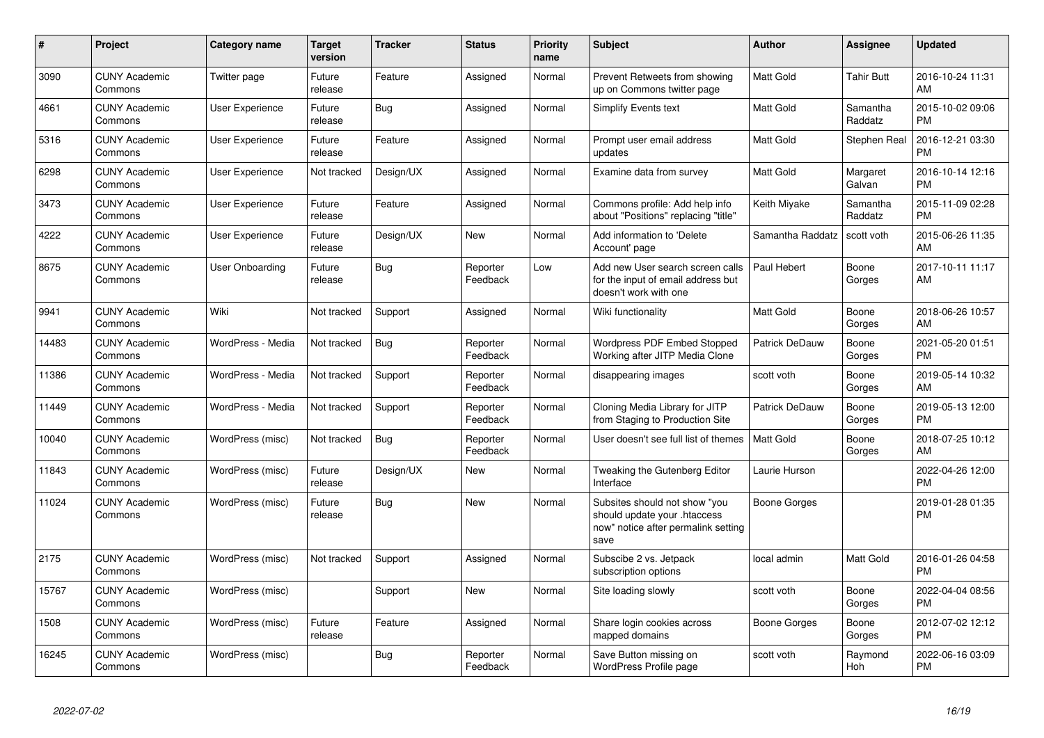| # | Project | Category name | Target version | Tracker | Status | Priority name | Subject | Author | Assignee | Updated |
|---|---|---|---|---|---|---|---|---|---|---|
| 3090 | CUNY Academic Commons | Twitter page | Future release | Feature | Assigned | Normal | Prevent Retweets from showing up on Commons twitter page | Matt Gold | Tahir Butt | 2016-10-24 11:31 AM |
| 4661 | CUNY Academic Commons | User Experience | Future release | Bug | Assigned | Normal | Simplify Events text | Matt Gold | Samantha Raddatz | 2015-10-02 09:06 PM |
| 5316 | CUNY Academic Commons | User Experience | Future release | Feature | Assigned | Normal | Prompt user email address updates | Matt Gold | Stephen Real | 2016-12-21 03:30 PM |
| 6298 | CUNY Academic Commons | User Experience | Not tracked | Design/UX | Assigned | Normal | Examine data from survey | Matt Gold | Margaret Galvan | 2016-10-14 12:16 PM |
| 3473 | CUNY Academic Commons | User Experience | Future release | Feature | Assigned | Normal | Commons profile: Add help info about "Positions" replacing "title" | Keith Miyake | Samantha Raddatz | 2015-11-09 02:28 PM |
| 4222 | CUNY Academic Commons | User Experience | Future release | Design/UX | New | Normal | Add information to 'Delete Account' page | Samantha Raddatz | scott voth | 2015-06-26 11:35 AM |
| 8675 | CUNY Academic Commons | User Onboarding | Future release | Bug | Reporter Feedback | Low | Add new User search screen calls for the input of email address but doesn't work with one | Paul Hebert | Boone Gorges | 2017-10-11 11:17 AM |
| 9941 | CUNY Academic Commons | Wiki | Not tracked | Support | Assigned | Normal | Wiki functionality | Matt Gold | Boone Gorges | 2018-06-26 10:57 AM |
| 14483 | CUNY Academic Commons | WordPress - Media | Not tracked | Bug | Reporter Feedback | Normal | Wordpress PDF Embed Stopped Working after JITP Media Clone | Patrick DeDauw | Boone Gorges | 2021-05-20 01:51 PM |
| 11386 | CUNY Academic Commons | WordPress - Media | Not tracked | Support | Reporter Feedback | Normal | disappearing images | scott voth | Boone Gorges | 2019-05-14 10:32 AM |
| 11449 | CUNY Academic Commons | WordPress - Media | Not tracked | Support | Reporter Feedback | Normal | Cloning Media Library for JITP from Staging to Production Site | Patrick DeDauw | Boone Gorges | 2019-05-13 12:00 PM |
| 10040 | CUNY Academic Commons | WordPress (misc) | Not tracked | Bug | Reporter Feedback | Normal | User doesn't see full list of themes | Matt Gold | Boone Gorges | 2018-07-25 10:12 AM |
| 11843 | CUNY Academic Commons | WordPress (misc) | Future release | Design/UX | New | Normal | Tweaking the Gutenberg Editor Interface | Laurie Hurson | | 2022-04-26 12:00 PM |
| 11024 | CUNY Academic Commons | WordPress (misc) | Future release | Bug | New | Normal | Subsites should not show "you should update your .htaccess now" notice after permalink setting save | Boone Gorges | | 2019-01-28 01:35 PM |
| 2175 | CUNY Academic Commons | WordPress (misc) | Not tracked | Support | Assigned | Normal | Subscibe 2 vs. Jetpack subscription options | local admin | Matt Gold | 2016-01-26 04:58 PM |
| 15767 | CUNY Academic Commons | WordPress (misc) | | Support | New | Normal | Site loading slowly | scott voth | Boone Gorges | 2022-04-04 08:56 PM |
| 1508 | CUNY Academic Commons | WordPress (misc) | Future release | Feature | Assigned | Normal | Share login cookies across mapped domains | Boone Gorges | Boone Gorges | 2012-07-02 12:12 PM |
| 16245 | CUNY Academic Commons | WordPress (misc) | | Bug | Reporter Feedback | Normal | Save Button missing on WordPress Profile page | scott voth | Raymond Hoh | 2022-06-16 03:09 PM |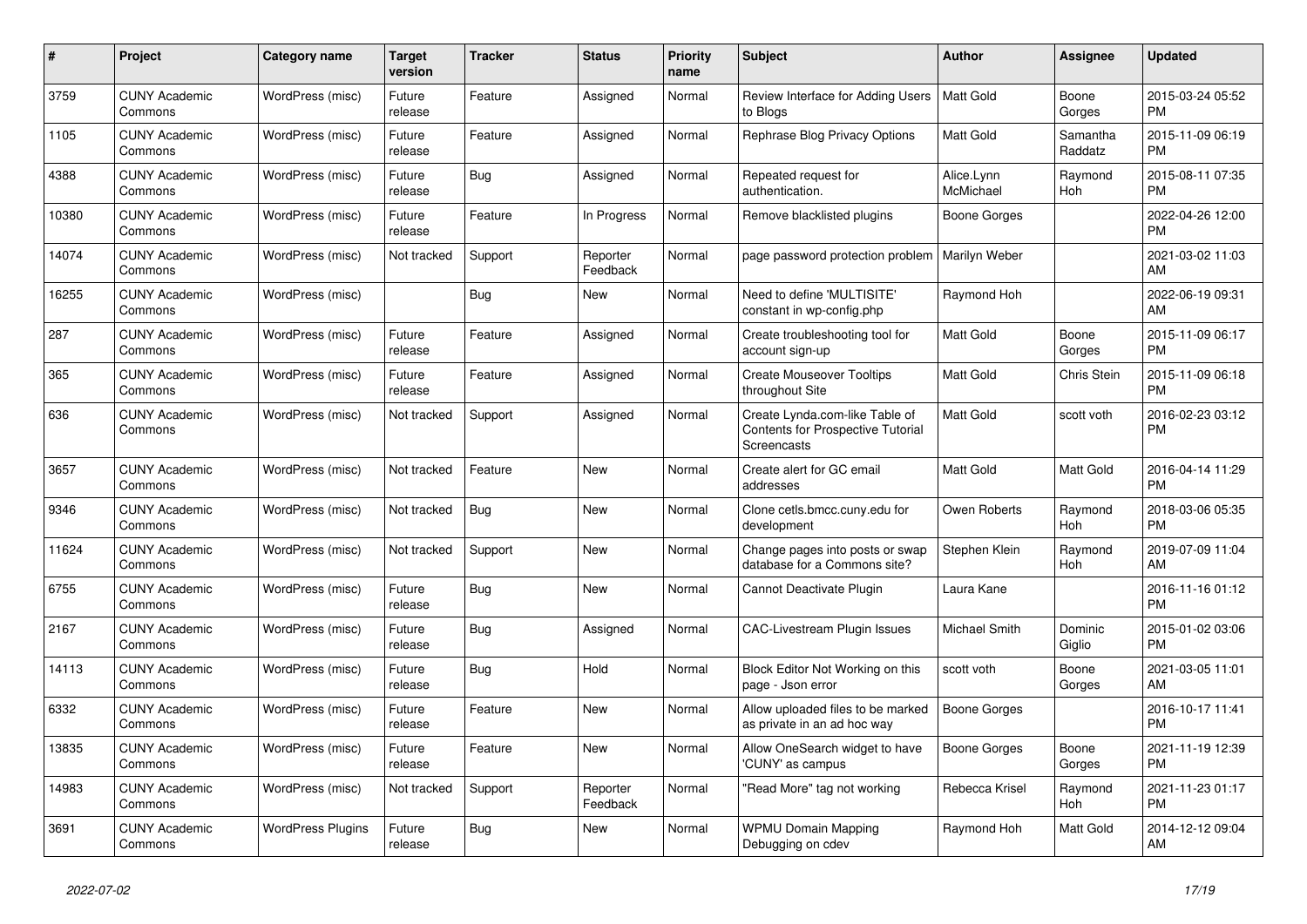| # | Project | Category name | Target version | Tracker | Status | Priority name | Subject | Author | Assignee | Updated |
|---|---|---|---|---|---|---|---|---|---|---|
| 3759 | CUNY Academic Commons | WordPress (misc) | Future release | Feature | Assigned | Normal | Review Interface for Adding Users to Blogs | Matt Gold | Boone Gorges | 2015-03-24 05:52 PM |
| 1105 | CUNY Academic Commons | WordPress (misc) | Future release | Feature | Assigned | Normal | Rephrase Blog Privacy Options | Matt Gold | Samantha Raddatz | 2015-11-09 06:19 PM |
| 4388 | CUNY Academic Commons | WordPress (misc) | Future release | Bug | Assigned | Normal | Repeated request for authentication. | Alice.Lynn McMichael | Raymond Hoh | 2015-08-11 07:35 PM |
| 10380 | CUNY Academic Commons | WordPress (misc) | Future release | Feature | In Progress | Normal | Remove blacklisted plugins | Boone Gorges | | 2022-04-26 12:00 PM |
| 14074 | CUNY Academic Commons | WordPress (misc) | Not tracked | Support | Reporter Feedback | Normal | page password protection problem | Marilyn Weber | | 2021-03-02 11:03 AM |
| 16255 | CUNY Academic Commons | WordPress (misc) | | Bug | New | Normal | Need to define 'MULTISITE' constant in wp-config.php | Raymond Hoh | | 2022-06-19 09:31 AM |
| 287 | CUNY Academic Commons | WordPress (misc) | Future release | Feature | Assigned | Normal | Create troubleshooting tool for account sign-up | Matt Gold | Boone Gorges | 2015-11-09 06:17 PM |
| 365 | CUNY Academic Commons | WordPress (misc) | Future release | Feature | Assigned | Normal | Create Mouseover Tooltips throughout Site | Matt Gold | Chris Stein | 2015-11-09 06:18 PM |
| 636 | CUNY Academic Commons | WordPress (misc) | Not tracked | Support | Assigned | Normal | Create Lynda.com-like Table of Contents for Prospective Tutorial Screencasts | Matt Gold | scott voth | 2016-02-23 03:12 PM |
| 3657 | CUNY Academic Commons | WordPress (misc) | Not tracked | Feature | New | Normal | Create alert for GC email addresses | Matt Gold | Matt Gold | 2016-04-14 11:29 PM |
| 9346 | CUNY Academic Commons | WordPress (misc) | Not tracked | Bug | New | Normal | Clone cetls.bmcc.cuny.edu for development | Owen Roberts | Raymond Hoh | 2018-03-06 05:35 PM |
| 11624 | CUNY Academic Commons | WordPress (misc) | Not tracked | Support | New | Normal | Change pages into posts or swap database for a Commons site? | Stephen Klein | Raymond Hoh | 2019-07-09 11:04 AM |
| 6755 | CUNY Academic Commons | WordPress (misc) | Future release | Bug | New | Normal | Cannot Deactivate Plugin | Laura Kane | | 2016-11-16 01:12 PM |
| 2167 | CUNY Academic Commons | WordPress (misc) | Future release | Bug | Assigned | Normal | CAC-Livestream Plugin Issues | Michael Smith | Dominic Giglio | 2015-01-02 03:06 PM |
| 14113 | CUNY Academic Commons | WordPress (misc) | Future release | Bug | Hold | Normal | Block Editor Not Working on this page - Json error | scott voth | Boone Gorges | 2021-03-05 11:01 AM |
| 6332 | CUNY Academic Commons | WordPress (misc) | Future release | Feature | New | Normal | Allow uploaded files to be marked as private in an ad hoc way | Boone Gorges | | 2016-10-17 11:41 PM |
| 13835 | CUNY Academic Commons | WordPress (misc) | Future release | Feature | New | Normal | Allow OneSearch widget to have 'CUNY' as campus | Boone Gorges | Boone Gorges | 2021-11-19 12:39 PM |
| 14983 | CUNY Academic Commons | WordPress (misc) | Not tracked | Support | Reporter Feedback | Normal | "Read More" tag not working | Rebecca Krisel | Raymond Hoh | 2021-11-23 01:17 PM |
| 3691 | CUNY Academic Commons | WordPress Plugins | Future release | Bug | New | Normal | WPMU Domain Mapping Debugging on cdev | Raymond Hoh | Matt Gold | 2014-12-12 09:04 AM |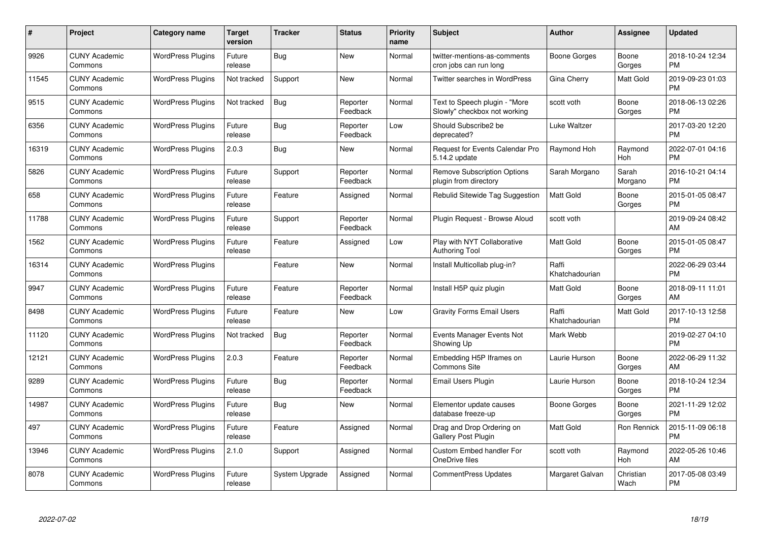| # | Project | Category name | Target version | Tracker | Status | Priority name | Subject | Author | Assignee | Updated |
|---|---|---|---|---|---|---|---|---|---|---|
| 9926 | CUNY Academic Commons | WordPress Plugins | Future release | Bug | New | Normal | twitter-mentions-as-comments cron jobs can run long | Boone Gorges | Boone Gorges | 2018-10-24 12:34 PM |
| 11545 | CUNY Academic Commons | WordPress Plugins | Not tracked | Support | New | Normal | Twitter searches in WordPress | Gina Cherry | Matt Gold | 2019-09-23 01:03 PM |
| 9515 | CUNY Academic Commons | WordPress Plugins | Not tracked | Bug | Reporter Feedback | Normal | Text to Speech plugin - "More Slowly" checkbox not working | scott voth | Boone Gorges | 2018-06-13 02:26 PM |
| 6356 | CUNY Academic Commons | WordPress Plugins | Future release | Bug | Reporter Feedback | Low | Should Subscribe2 be deprecated? | Luke Waltzer | | 2017-03-20 12:20 PM |
| 16319 | CUNY Academic Commons | WordPress Plugins | 2.0.3 | Bug | New | Normal | Request for Events Calendar Pro 5.14.2 update | Raymond Hoh | Raymond Hoh | 2022-07-01 04:16 PM |
| 5826 | CUNY Academic Commons | WordPress Plugins | Future release | Support | Reporter Feedback | Normal | Remove Subscription Options plugin from directory | Sarah Morgano | Sarah Morgano | 2016-10-21 04:14 PM |
| 658 | CUNY Academic Commons | WordPress Plugins | Future release | Feature | Assigned | Normal | Rebulid Sitewide Tag Suggestion | Matt Gold | Boone Gorges | 2015-01-05 08:47 PM |
| 11788 | CUNY Academic Commons | WordPress Plugins | Future release | Support | Reporter Feedback | Normal | Plugin Request - Browse Aloud | scott voth | | 2019-09-24 08:42 AM |
| 1562 | CUNY Academic Commons | WordPress Plugins | Future release | Feature | Assigned | Low | Play with NYT Collaborative Authoring Tool | Matt Gold | Boone Gorges | 2015-01-05 08:47 PM |
| 16314 | CUNY Academic Commons | WordPress Plugins | | Feature | New | Normal | Install Multicollab plug-in? | Raffi Khatchadourian | | 2022-06-29 03:44 PM |
| 9947 | CUNY Academic Commons | WordPress Plugins | Future release | Feature | Reporter Feedback | Normal | Install H5P quiz plugin | Matt Gold | Boone Gorges | 2018-09-11 11:01 AM |
| 8498 | CUNY Academic Commons | WordPress Plugins | Future release | Feature | New | Low | Gravity Forms Email Users | Raffi Khatchadourian | Matt Gold | 2017-10-13 12:58 PM |
| 11120 | CUNY Academic Commons | WordPress Plugins | Not tracked | Bug | Reporter Feedback | Normal | Events Manager Events Not Showing Up | Mark Webb | | 2019-02-27 04:10 PM |
| 12121 | CUNY Academic Commons | WordPress Plugins | 2.0.3 | Feature | Reporter Feedback | Normal | Embedding H5P Iframes on Commons Site | Laurie Hurson | Boone Gorges | 2022-06-29 11:32 AM |
| 9289 | CUNY Academic Commons | WordPress Plugins | Future release | Bug | Reporter Feedback | Normal | Email Users Plugin | Laurie Hurson | Boone Gorges | 2018-10-24 12:34 PM |
| 14987 | CUNY Academic Commons | WordPress Plugins | Future release | Bug | New | Normal | Elementor update causes database freeze-up | Boone Gorges | Boone Gorges | 2021-11-29 12:02 PM |
| 497 | CUNY Academic Commons | WordPress Plugins | Future release | Feature | Assigned | Normal | Drag and Drop Ordering on Gallery Post Plugin | Matt Gold | Ron Rennick | 2015-11-09 06:18 PM |
| 13946 | CUNY Academic Commons | WordPress Plugins | 2.1.0 | Support | Assigned | Normal | Custom Embed handler For OneDrive files | scott voth | Raymond Hoh | 2022-05-26 10:46 AM |
| 8078 | CUNY Academic Commons | WordPress Plugins | Future release | System Upgrade | Assigned | Normal | CommentPress Updates | Margaret Galvan | Christian Wach | 2017-05-08 03:49 PM |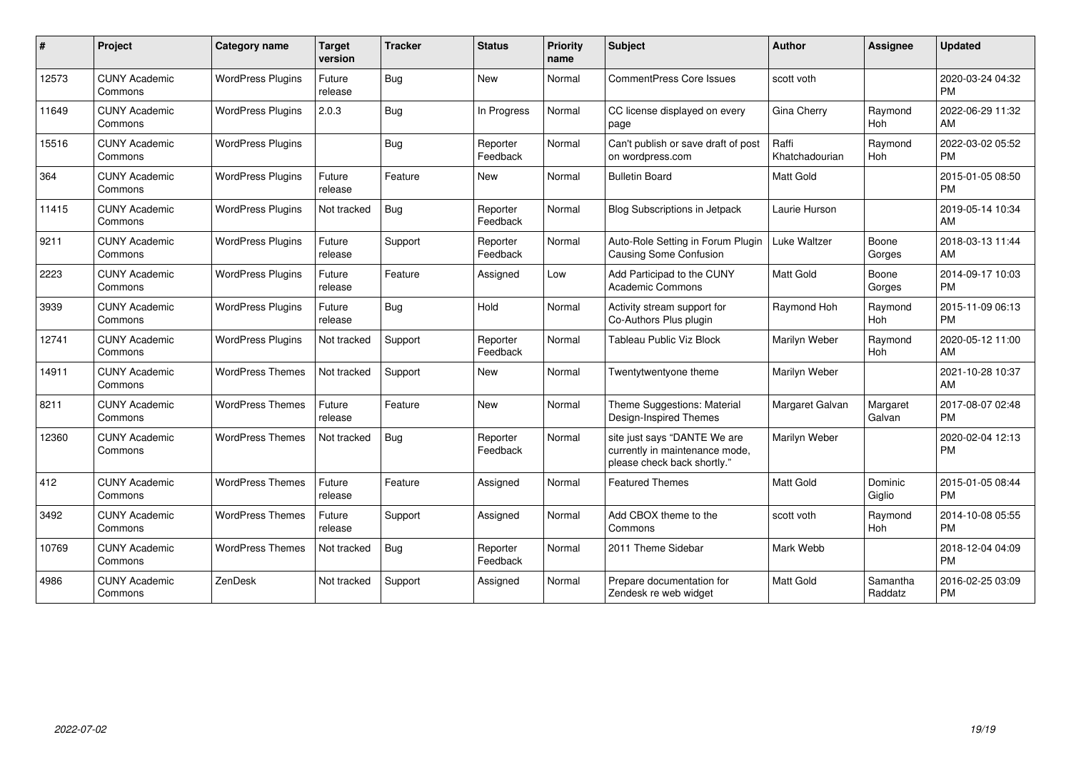| # | Project | Category name | Target version | Tracker | Status | Priority name | Subject | Author | Assignee | Updated |
|---|---|---|---|---|---|---|---|---|---|---|
| 12573 | CUNY Academic Commons | WordPress Plugins | Future release | Bug | New | Normal | CommentPress Core Issues | scott voth | | 2020-03-24 04:32 PM |
| 11649 | CUNY Academic Commons | WordPress Plugins | 2.0.3 | Bug | In Progress | Normal | CC license displayed on every page | Gina Cherry | Raymond Hoh | 2022-06-29 11:32 AM |
| 15516 | CUNY Academic Commons | WordPress Plugins | | Bug | Reporter Feedback | Normal | Can't publish or save draft of post on wordpress.com | Raffi Khatchadourian | Raymond Hoh | 2022-03-02 05:52 PM |
| 364 | CUNY Academic Commons | WordPress Plugins | Future release | Feature | New | Normal | Bulletin Board | Matt Gold | | 2015-01-05 08:50 PM |
| 11415 | CUNY Academic Commons | WordPress Plugins | Not tracked | Bug | Reporter Feedback | Normal | Blog Subscriptions in Jetpack | Laurie Hurson | | 2019-05-14 10:34 AM |
| 9211 | CUNY Academic Commons | WordPress Plugins | Future release | Support | Reporter Feedback | Normal | Auto-Role Setting in Forum Plugin Causing Some Confusion | Luke Waltzer | Boone Gorges | 2018-03-13 11:44 AM |
| 2223 | CUNY Academic Commons | WordPress Plugins | Future release | Feature | Assigned | Low | Add Participad to the CUNY Academic Commons | Matt Gold | Boone Gorges | 2014-09-17 10:03 PM |
| 3939 | CUNY Academic Commons | WordPress Plugins | Future release | Bug | Hold | Normal | Activity stream support for Co-Authors Plus plugin | Raymond Hoh | Raymond Hoh | 2015-11-09 06:13 PM |
| 12741 | CUNY Academic Commons | WordPress Plugins | Not tracked | Support | Reporter Feedback | Normal | Tableau Public Viz Block | Marilyn Weber | Raymond Hoh | 2020-05-12 11:00 AM |
| 14911 | CUNY Academic Commons | WordPress Themes | Not tracked | Support | New | Normal | Twentytwentyone theme | Marilyn Weber | | 2021-10-28 10:37 AM |
| 8211 | CUNY Academic Commons | WordPress Themes | Future release | Feature | New | Normal | Theme Suggestions: Material Design-Inspired Themes | Margaret Galvan | Margaret Galvan | 2017-08-07 02:48 PM |
| 12360 | CUNY Academic Commons | WordPress Themes | Not tracked | Bug | Reporter Feedback | Normal | site just says "DANTE We are currently in maintenance mode, please check back shortly." | Marilyn Weber | | 2020-02-04 12:13 PM |
| 412 | CUNY Academic Commons | WordPress Themes | Future release | Feature | Assigned | Normal | Featured Themes | Matt Gold | Dominic Giglio | 2015-01-05 08:44 PM |
| 3492 | CUNY Academic Commons | WordPress Themes | Future release | Support | Assigned | Normal | Add CBOX theme to the Commons | scott voth | Raymond Hoh | 2014-10-08 05:55 PM |
| 10769 | CUNY Academic Commons | WordPress Themes | Not tracked | Bug | Reporter Feedback | Normal | 2011 Theme Sidebar | Mark Webb | | 2018-12-04 04:09 PM |
| 4986 | CUNY Academic Commons | ZenDesk | Not tracked | Support | Assigned | Normal | Prepare documentation for Zendesk re web widget | Matt Gold | Samantha Raddatz | 2016-02-25 03:09 PM |